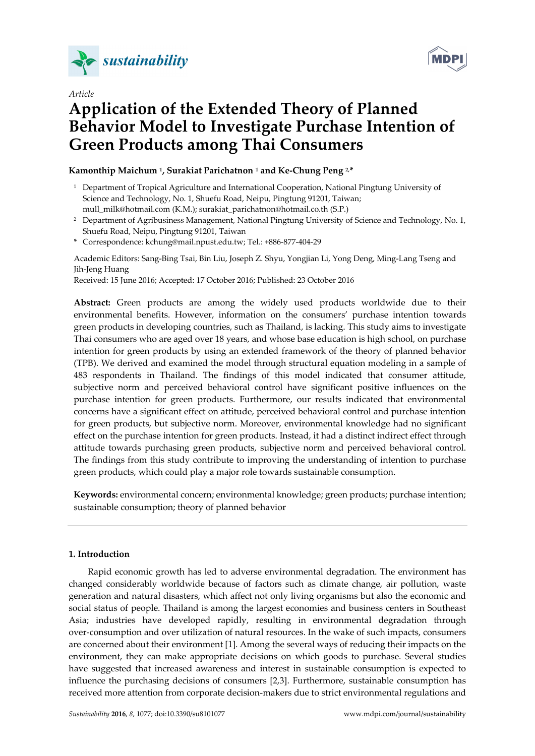*Article*

# Application of the Extended Theory of Planned Behavior Model to Investigate Purchase Intention of Green Products among Thai Consumers

**Kamonthip Maichum [1], Surakiat Parichatnon [1] and Ke-Chung Peng [2,*]**

[1] Department of Tropical Agriculture and International Cooperation, National Pingtung University of Science and Technology, No. 1, Shuefu Road, Neipu, Pingtung 91201, Taiwan; mull_milk@hotmail.com (K.M.); surakiat_parichatnon@hotmail.co.th (S.P.)

[2] Department of Agribusiness Management, National Pingtung University of Science and Technology, No. 1, Shuefu Road, Neipu, Pingtung 91201, Taiwan

\* Correspondence: kchung@mail.npust.edu.tw; Tel.: +886-877-404-29

Academic Editors: Sang-Bing Tsai, Bin Liu, Joseph Z. Shyu, Yongjian Li, Yong Deng, Ming-Lang Tseng and Jih-Jeng Huang

Received: 15 June 2016; Accepted: 17 October 2016; Published: 23 October 2016

**Abstract:** Green products are among the widely used products worldwide due to their environmental benefits. However, information on the consumers' purchase intention towards green products in developing countries, such as Thailand, is lacking. This study aims to investigate Thai consumers who are aged over 18 years, and whose base education is high school, on purchase intention for green products by using an extended framework of the theory of planned behavior (TPB). We derived and examined the model through structural equation modeling in a sample of 483 respondents in Thailand. The findings of this model indicated that consumer attitude, subjective norm and perceived behavioral control have significant positive influences on the purchase intention for green products. Furthermore, our results indicated that environmental concerns have a significant effect on attitude, perceived behavioral control and purchase intention for green products, but subjective norm. Moreover, environmental knowledge had no significant effect on the purchase intention for green products. Instead, it had a distinct indirect effect through attitude towards purchasing green products, subjective norm and perceived behavioral control. The findings from this study contribute to improving the understanding of intention to purchase green products, which could play a major role towards sustainable consumption.

**Keywords:** environmental concern; environmental knowledge; green products; purchase intention; sustainable consumption; theory of planned behavior

## 1. Introduction

Rapid economic growth has led to adverse environmental degradation. The environment has changed considerably worldwide because of factors such as climate change, air pollution, waste generation and natural disasters, which affect not only living organisms but also the economic and social status of people. Thailand is among the largest economies and business centers in Southeast Asia; industries have developed rapidly, resulting in environmental degradation through over-consumption and over utilization of natural resources. In the wake of such impacts, consumers are concerned about their environment [1]. Among the several ways of reducing their impacts on the environment, they can make appropriate decisions on which goods to purchase. Several studies have suggested that increased awareness and interest in sustainable consumption is expected to influence the purchasing decisions of consumers [2,3]. Furthermore, sustainable consumption has received more attention from corporate decision-makers due to strict environmental regulations and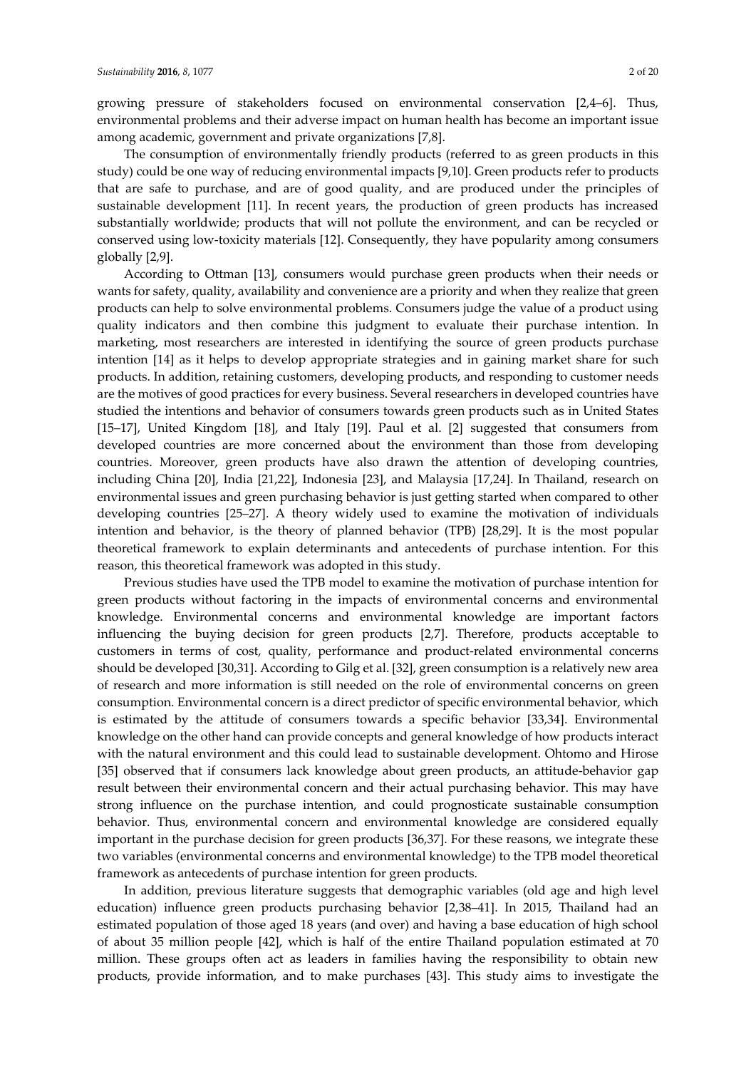growing pressure of stakeholders focused on environmental conservation [2,4–6]. Thus, environmental problems and their adverse impact on human health has become an important issue among academic, government and private organizations [7,8].

The consumption of environmentally friendly products (referred to as green products in this study) could be one way of reducing environmental impacts [9,10]. Green products refer to products that are safe to purchase, and are of good quality, and are produced under the principles of sustainable development [11]. In recent years, the production of green products has increased substantially worldwide; products that will not pollute the environment, and can be recycled or conserved using low-toxicity materials [12]. Consequently, they have popularity among consumers globally [2,9].

According to Ottman [13], consumers would purchase green products when their needs or wants for safety, quality, availability and convenience are a priority and when they realize that green products can help to solve environmental problems. Consumers judge the value of a product using quality indicators and then combine this judgment to evaluate their purchase intention. In marketing, most researchers are interested in identifying the source of green products purchase intention [14] as it helps to develop appropriate strategies and in gaining market share for such products. In addition, retaining customers, developing products, and responding to customer needs are the motives of good practices for every business. Several researchers in developed countries have studied the intentions and behavior of consumers towards green products such as in United States [15–17], United Kingdom [18], and Italy [19]. Paul et al. [2] suggested that consumers from developed countries are more concerned about the environment than those from developing countries. Moreover, green products have also drawn the attention of developing countries, including China [20], India [21,22], Indonesia [23], and Malaysia [17,24]. In Thailand, research on environmental issues and green purchasing behavior is just getting started when compared to other developing countries [25–27]. A theory widely used to examine the motivation of individuals intention and behavior, is the theory of planned behavior (TPB) [28,29]. It is the most popular theoretical framework to explain determinants and antecedents of purchase intention. For this reason, this theoretical framework was adopted in this study.

Previous studies have used the TPB model to examine the motivation of purchase intention for green products without factoring in the impacts of environmental concerns and environmental knowledge. Environmental concerns and environmental knowledge are important factors influencing the buying decision for green products [2,7]. Therefore, products acceptable to customers in terms of cost, quality, performance and product-related environmental concerns should be developed [30,31]. According to Gilg et al. [32], green consumption is a relatively new area of research and more information is still needed on the role of environmental concerns on green consumption. Environmental concern is a direct predictor of specific environmental behavior, which is estimated by the attitude of consumers towards a specific behavior [33,34]. Environmental knowledge on the other hand can provide concepts and general knowledge of how products interact with the natural environment and this could lead to sustainable development. Ohtomo and Hirose [35] observed that if consumers lack knowledge about green products, an attitude-behavior gap result between their environmental concern and their actual purchasing behavior. This may have strong influence on the purchase intention, and could prognosticate sustainable consumption behavior. Thus, environmental concern and environmental knowledge are considered equally important in the purchase decision for green products [36,37]. For these reasons, we integrate these two variables (environmental concerns and environmental knowledge) to the TPB model theoretical framework as antecedents of purchase intention for green products.

In addition, previous literature suggests that demographic variables (old age and high level education) influence green products purchasing behavior [2,38–41]. In 2015, Thailand had an estimated population of those aged 18 years (and over) and having a base education of high school of about 35 million people [42], which is half of the entire Thailand population estimated at 70 million. These groups often act as leaders in families having the responsibility to obtain new products, provide information, and to make purchases [43]. This study aims to investigate the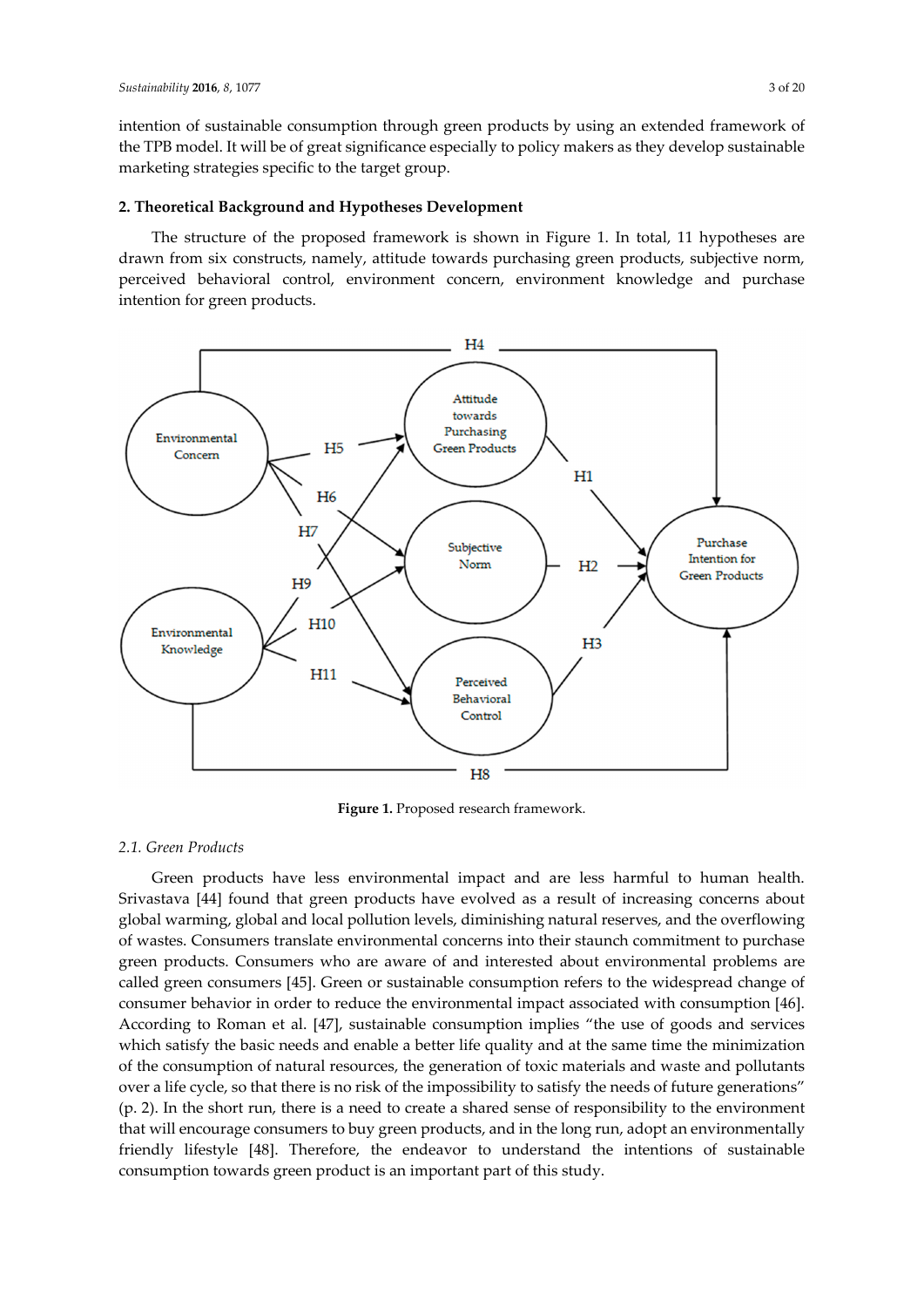intention of sustainable consumption through green products by using an extended framework of the TPB model. It will be of great significance especially to policy makers as they develop sustainable marketing strategies specific to the target group.

## 2. Theoretical Background and Hypotheses Development

The structure of the proposed framework is shown in Figure 1. In total, 11 hypotheses are drawn from six constructs, namely, attitude towards purchasing green products, subjective norm, perceived behavioral control, environment concern, environment knowledge and purchase intention for green products.

**Figure 1.** Proposed research framework.

### 2.1. Green Products

Green products have less environmental impact and are less harmful to human health. Srivastava [44] found that green products have evolved as a result of increasing concerns about global warming, global and local pollution levels, diminishing natural reserves, and the overflowing of wastes. Consumers translate environmental concerns into their staunch commitment to purchase green products. Consumers who are aware of and interested about environmental problems are called green consumers [45]. Green or sustainable consumption refers to the widespread change of consumer behavior in order to reduce the environmental impact associated with consumption [46]. According to Roman et al. [47], sustainable consumption implies "the use of goods and services which satisfy the basic needs and enable a better life quality and at the same time the minimization of the consumption of natural resources, the generation of toxic materials and waste and pollutants over a life cycle, so that there is no risk of the impossibility to satisfy the needs of future generations" (p. 2). In the short run, there is a need to create a shared sense of responsibility to the environment that will encourage consumers to buy green products, and in the long run, adopt an environmentally friendly lifestyle [48]. Therefore, the endeavor to understand the intentions of sustainable consumption towards green product is an important part of this study.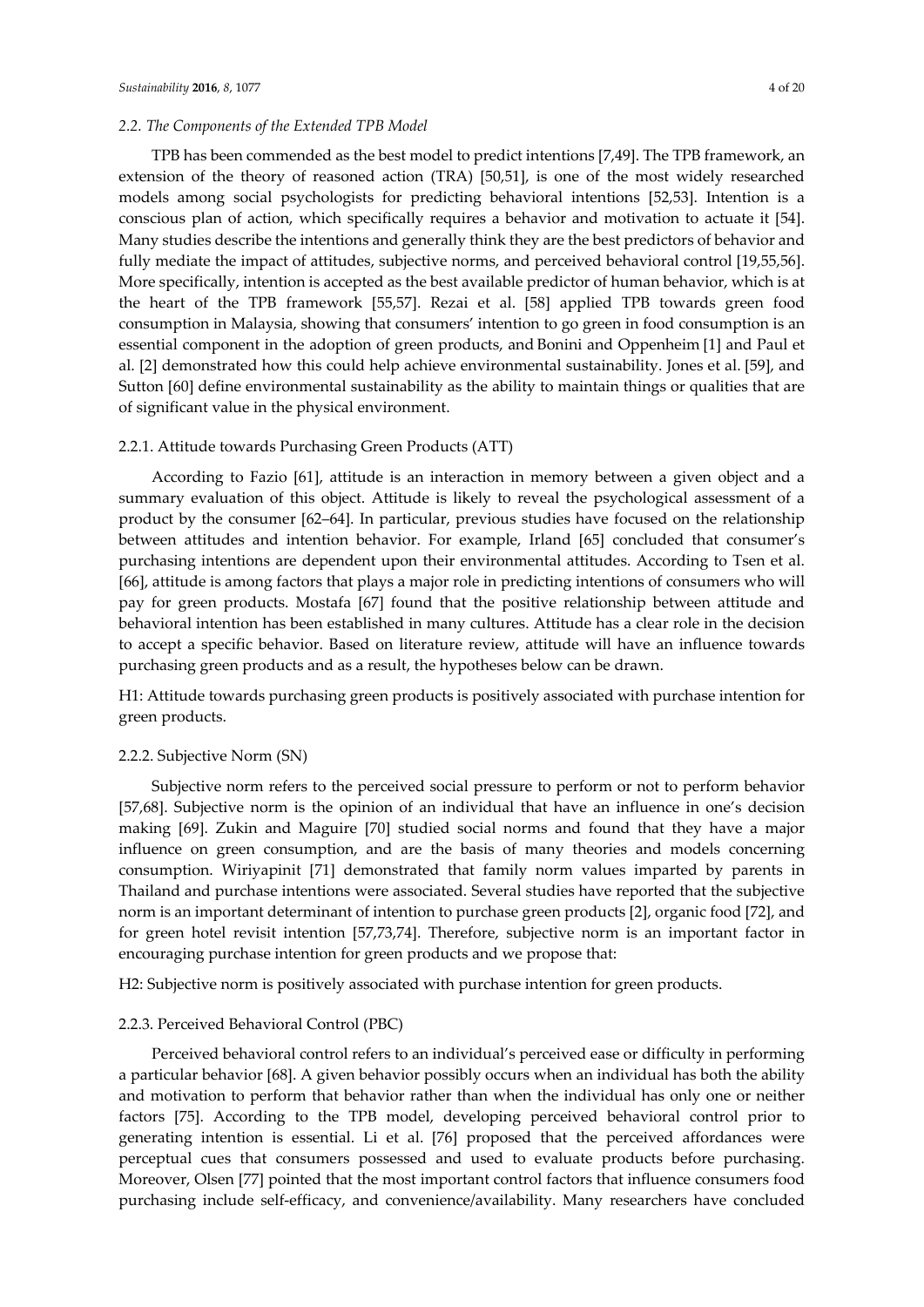### 2.2. The Components of the Extended TPB Model

TPB has been commended as the best model to predict intentions [7,49]. The TPB framework, an extension of the theory of reasoned action (TRA) [50,51], is one of the most widely researched models among social psychologists for predicting behavioral intentions [52,53]. Intention is a conscious plan of action, which specifically requires a behavior and motivation to actuate it [54]. Many studies describe the intentions and generally think they are the best predictors of behavior and fully mediate the impact of attitudes, subjective norms, and perceived behavioral control [19,55,56]. More specifically, intention is accepted as the best available predictor of human behavior, which is at the heart of the TPB framework [55,57]. Rezai et al. [58] applied TPB towards green food consumption in Malaysia, showing that consumers' intention to go green in food consumption is an essential component in the adoption of green products, and Bonini and Oppenheim [1] and Paul et al. [2] demonstrated how this could help achieve environmental sustainability. Jones et al. [59], and Sutton [60] define environmental sustainability as the ability to maintain things or qualities that are of significant value in the physical environment.

#### 2.2.1. Attitude towards Purchasing Green Products (ATT)

According to Fazio [61], attitude is an interaction in memory between a given object and a summary evaluation of this object. Attitude is likely to reveal the psychological assessment of a product by the consumer [62–64]. In particular, previous studies have focused on the relationship between attitudes and intention behavior. For example, Irland [65] concluded that consumer's purchasing intentions are dependent upon their environmental attitudes. According to Tsen et al. [66], attitude is among factors that plays a major role in predicting intentions of consumers who will pay for green products. Mostafa [67] found that the positive relationship between attitude and behavioral intention has been established in many cultures. Attitude has a clear role in the decision to accept a specific behavior. Based on literature review, attitude will have an influence towards purchasing green products and as a result, the hypotheses below can be drawn.

H1: Attitude towards purchasing green products is positively associated with purchase intention for green products.

#### 2.2.2. Subjective Norm (SN)

Subjective norm refers to the perceived social pressure to perform or not to perform behavior [57,68]. Subjective norm is the opinion of an individual that have an influence in one's decision making [69]. Zukin and Maguire [70] studied social norms and found that they have a major influence on green consumption, and are the basis of many theories and models concerning consumption. Wiriyapinit [71] demonstrated that family norm values imparted by parents in Thailand and purchase intentions were associated. Several studies have reported that the subjective norm is an important determinant of intention to purchase green products [2], organic food [72], and for green hotel revisit intention [57,73,74]. Therefore, subjective norm is an important factor in encouraging purchase intention for green products and we propose that:

H2: Subjective norm is positively associated with purchase intention for green products.

#### 2.2.3. Perceived Behavioral Control (PBC)

Perceived behavioral control refers to an individual's perceived ease or difficulty in performing a particular behavior [68]. A given behavior possibly occurs when an individual has both the ability and motivation to perform that behavior rather than when the individual has only one or neither factors [75]. According to the TPB model, developing perceived behavioral control prior to generating intention is essential. Li et al. [76] proposed that the perceived affordances were perceptual cues that consumers possessed and used to evaluate products before purchasing. Moreover, Olsen [77] pointed that the most important control factors that influence consumers food purchasing include self-efficacy, and convenience/availability. Many researchers have concluded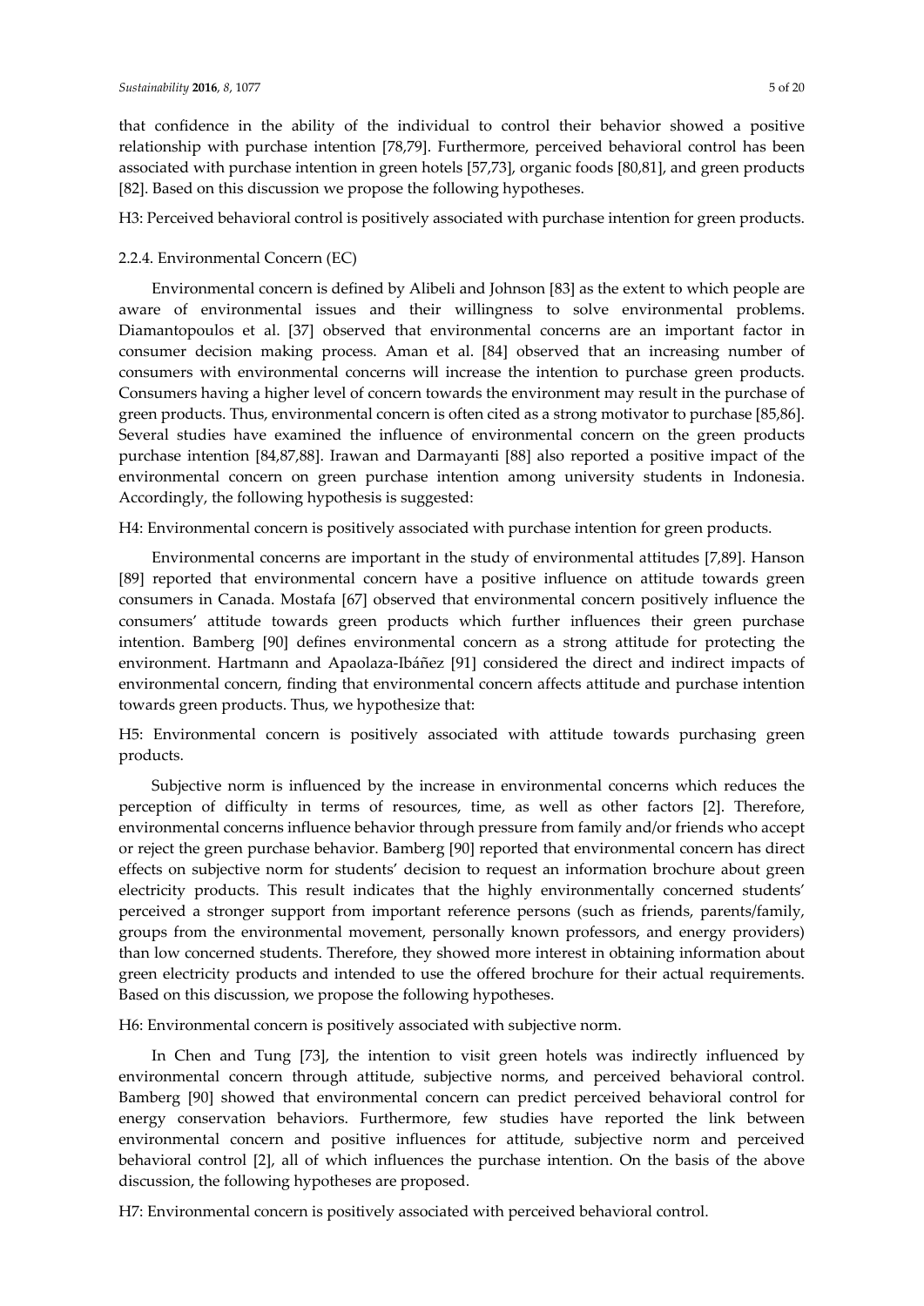that confidence in the ability of the individual to control their behavior showed a positive relationship with purchase intention [78,79]. Furthermore, perceived behavioral control has been associated with purchase intention in green hotels [57,73], organic foods [80,81], and green products [82]. Based on this discussion we propose the following hypotheses.

H3: Perceived behavioral control is positively associated with purchase intention for green products.

#### 2.2.4. Environmental Concern (EC)

Environmental concern is defined by Alibeli and Johnson [83] as the extent to which people are aware of environmental issues and their willingness to solve environmental problems. Diamantopoulos et al. [37] observed that environmental concerns are an important factor in consumer decision making process. Aman et al. [84] observed that an increasing number of consumers with environmental concerns will increase the intention to purchase green products. Consumers having a higher level of concern towards the environment may result in the purchase of green products. Thus, environmental concern is often cited as a strong motivator to purchase [85,86]. Several studies have examined the influence of environmental concern on the green products purchase intention [84,87,88]. Irawan and Darmayanti [88] also reported a positive impact of the environmental concern on green purchase intention among university students in Indonesia. Accordingly, the following hypothesis is suggested:

H4: Environmental concern is positively associated with purchase intention for green products.

Environmental concerns are important in the study of environmental attitudes [7,89]. Hanson [89] reported that environmental concern have a positive influence on attitude towards green consumers in Canada. Mostafa [67] observed that environmental concern positively influence the consumers' attitude towards green products which further influences their green purchase intention. Bamberg [90] defines environmental concern as a strong attitude for protecting the environment. Hartmann and Apaolaza-Ibáñez [91] considered the direct and indirect impacts of environmental concern, finding that environmental concern affects attitude and purchase intention towards green products. Thus, we hypothesize that:

H5: Environmental concern is positively associated with attitude towards purchasing green products.

Subjective norm is influenced by the increase in environmental concerns which reduces the perception of difficulty in terms of resources, time, as well as other factors [2]. Therefore, environmental concerns influence behavior through pressure from family and/or friends who accept or reject the green purchase behavior. Bamberg [90] reported that environmental concern has direct effects on subjective norm for students' decision to request an information brochure about green electricity products. This result indicates that the highly environmentally concerned students' perceived a stronger support from important reference persons (such as friends, parents/family, groups from the environmental movement, personally known professors, and energy providers) than low concerned students. Therefore, they showed more interest in obtaining information about green electricity products and intended to use the offered brochure for their actual requirements. Based on this discussion, we propose the following hypotheses.

H6: Environmental concern is positively associated with subjective norm.

In Chen and Tung [73], the intention to visit green hotels was indirectly influenced by environmental concern through attitude, subjective norms, and perceived behavioral control. Bamberg [90] showed that environmental concern can predict perceived behavioral control for energy conservation behaviors. Furthermore, few studies have reported the link between environmental concern and positive influences for attitude, subjective norm and perceived behavioral control [2], all of which influences the purchase intention. On the basis of the above discussion, the following hypotheses are proposed.

H7: Environmental concern is positively associated with perceived behavioral control.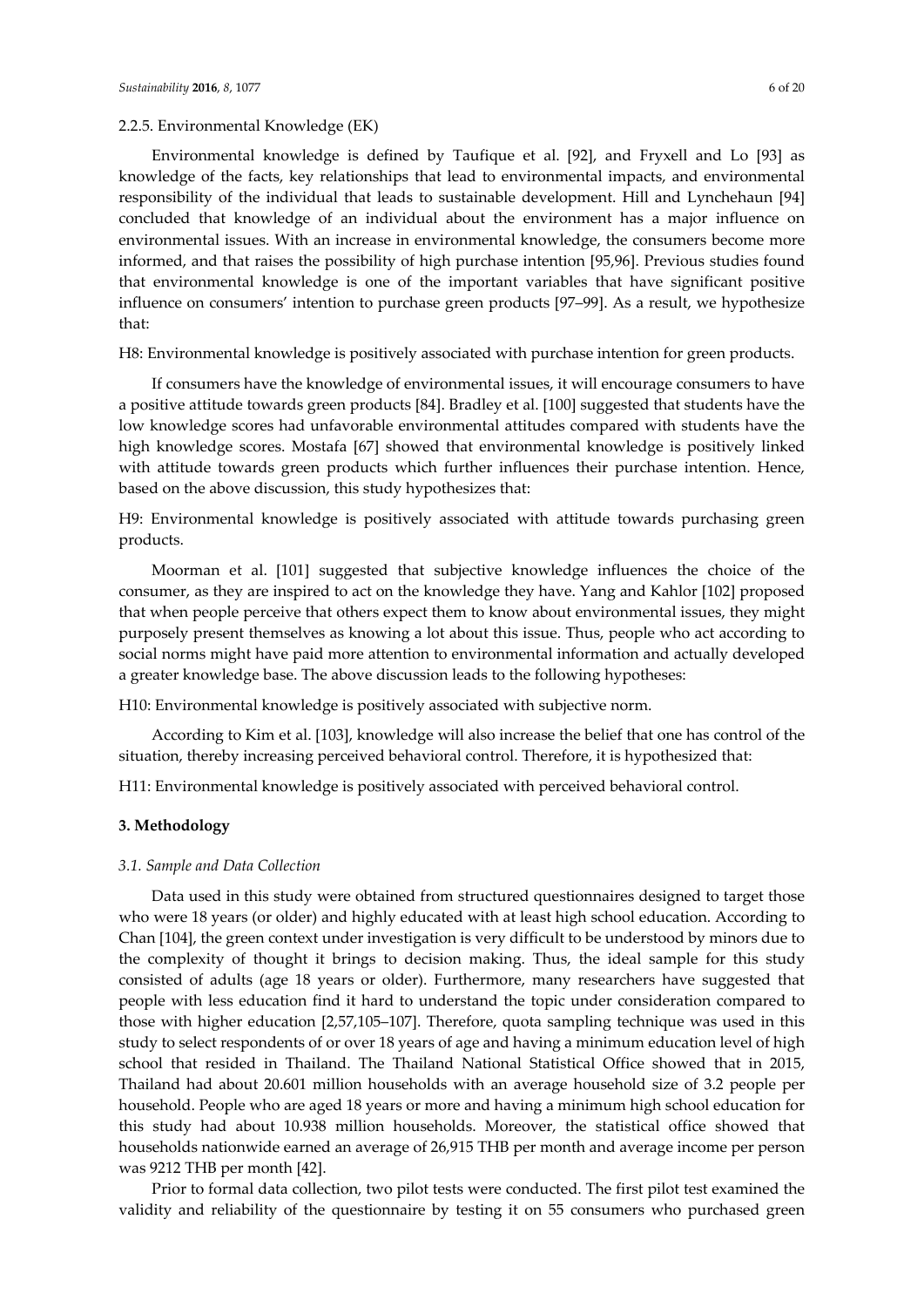#### 2.2.5. Environmental Knowledge (EK)

Environmental knowledge is defined by Taufique et al. [92], and Fryxell and Lo [93] as knowledge of the facts, key relationships that lead to environmental impacts, and environmental responsibility of the individual that leads to sustainable development. Hill and Lynchehaun [94] concluded that knowledge of an individual about the environment has a major influence on environmental issues. With an increase in environmental knowledge, the consumers become more informed, and that raises the possibility of high purchase intention [95,96]. Previous studies found that environmental knowledge is one of the important variables that have significant positive influence on consumers' intention to purchase green products [97–99]. As a result, we hypothesize that:

H8: Environmental knowledge is positively associated with purchase intention for green products.

If consumers have the knowledge of environmental issues, it will encourage consumers to have a positive attitude towards green products [84]. Bradley et al. [100] suggested that students have the low knowledge scores had unfavorable environmental attitudes compared with students have the high knowledge scores. Mostafa [67] showed that environmental knowledge is positively linked with attitude towards green products which further influences their purchase intention. Hence, based on the above discussion, this study hypothesizes that:

H9: Environmental knowledge is positively associated with attitude towards purchasing green products.

Moorman et al. [101] suggested that subjective knowledge influences the choice of the consumer, as they are inspired to act on the knowledge they have. Yang and Kahlor [102] proposed that when people perceive that others expect them to know about environmental issues, they might purposely present themselves as knowing a lot about this issue. Thus, people who act according to social norms might have paid more attention to environmental information and actually developed a greater knowledge base. The above discussion leads to the following hypotheses:

H10: Environmental knowledge is positively associated with subjective norm.

According to Kim et al. [103], knowledge will also increase the belief that one has control of the situation, thereby increasing perceived behavioral control. Therefore, it is hypothesized that:

H11: Environmental knowledge is positively associated with perceived behavioral control.

## 3. Methodology

### *3.1. Sample and Data Collection*

Data used in this study were obtained from structured questionnaires designed to target those who were 18 years (or older) and highly educated with at least high school education. According to Chan [104], the green context under investigation is very difficult to be understood by minors due to the complexity of thought it brings to decision making. Thus, the ideal sample for this study consisted of adults (age 18 years or older). Furthermore, many researchers have suggested that people with less education find it hard to understand the topic under consideration compared to those with higher education [2,57,105–107]. Therefore, quota sampling technique was used in this study to select respondents of or over 18 years of age and having a minimum education level of high school that resided in Thailand. The Thailand National Statistical Office showed that in 2015, Thailand had about 20.601 million households with an average household size of 3.2 people per household. People who are aged 18 years or more and having a minimum high school education for this study had about 10.938 million households. Moreover, the statistical office showed that households nationwide earned an average of 26,915 THB per month and average income per person was 9212 THB per month [42].

Prior to formal data collection, two pilot tests were conducted. The first pilot test examined the validity and reliability of the questionnaire by testing it on 55 consumers who purchased green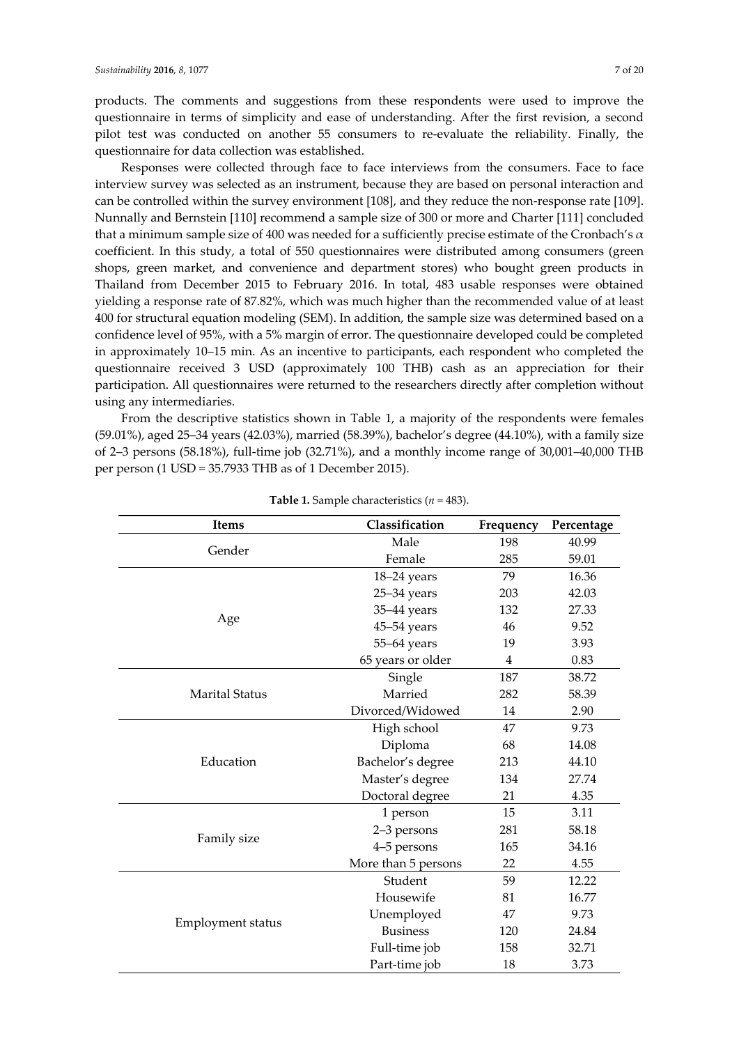products. The comments and suggestions from these respondents were used to improve the questionnaire in terms of simplicity and ease of understanding. After the first revision, a second pilot test was conducted on another 55 consumers to re-evaluate the reliability. Finally, the questionnaire for data collection was established.

Responses were collected through face to face interviews from the consumers. Face to face interview survey was selected as an instrument, because they are based on personal interaction and can be controlled within the survey environment [108], and they reduce the non-response rate [109]. Nunnally and Bernstein [110] recommend a sample size of 300 or more and Charter [111] concluded that a minimum sample size of 400 was needed for a sufficiently precise estimate of the Cronbach's $\alpha$ coefficient. In this study, a total of 550 questionnaires were distributed among consumers (green shops, green market, and convenience and department stores) who bought green products in Thailand from December 2015 to February 2016. In total, 483 usable responses were obtained yielding a response rate of 87.82%, which was much higher than the recommended value of at least 400 for structural equation modeling (SEM). In addition, the sample size was determined based on a confidence level of 95%, with a 5% margin of error. The questionnaire developed could be completed in approximately 10–15 min. As an incentive to participants, each respondent who completed the questionnaire received 3 USD (approximately 100 THB) cash as an appreciation for their participation. All questionnaires were returned to the researchers directly after completion without using any intermediaries.

From the descriptive statistics shown in Table 1, a majority of the respondents were females (59.01%), aged 25–34 years (42.03%), married (58.39%), bachelor's degree (44.10%), with a family size of 2–3 persons (58.18%), full-time job (32.71%), and a monthly income range of 30,001–40,000 THB per person (1 USD = 35.7933 THB as of 1 December 2015).

**Table 1.** Sample characteristics ($n$ = 483).

| Items | Classification | Frequency | Percentage |
|---|---|---|---|
| Gender | Male | 198 | 40.99 |
| | Female | 285 | 59.01 |
| Age | 18–24 years | 79 | 16.36 |
| | 25–34 years | 203 | 42.03 |
| | 35–44 years | 132 | 27.33 |
| | 45–54 years | 46 | 9.52 |
| | 55–64 years | 19 | 3.93 |
| | 65 years or older | 4 | 0.83 |
| Marital Status | Single | 187 | 38.72 |
| | Married | 282 | 58.39 |
| | Divorced/Widowed | 14 | 2.90 |
| Education | High school | 47 | 9.73 |
| | Diploma | 68 | 14.08 |
| | Bachelor's degree | 213 | 44.10 |
| | Master's degree | 134 | 27.74 |
| | Doctoral degree | 21 | 4.35 |
| Family size | 1 person | 15 | 3.11 |
| | 2–3 persons | 281 | 58.18 |
| | 4–5 persons | 165 | 34.16 |
| | More than 5 persons | 22 | 4.55 |
| Employment status | Student | 59 | 12.22 |
| | Housewife | 81 | 16.77 |
| | Unemployed | 47 | 9.73 |
| | Business | 120 | 24.84 |
| | Full-time job | 158 | 32.71 |
| | Part-time job | 18 | 3.73 |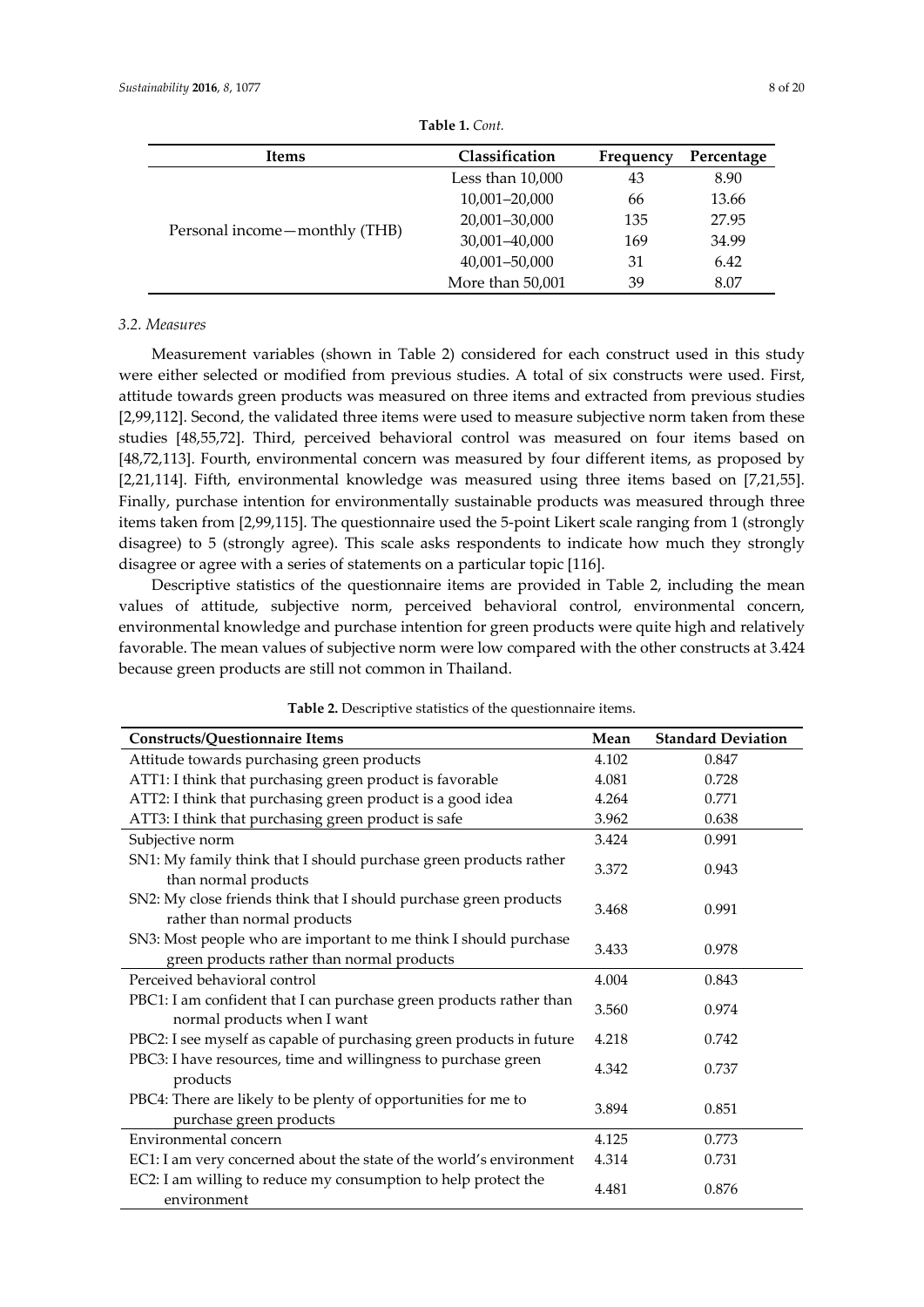**Table 1.** *Cont.*

| Items | Classification | Frequency | Percentage |
|---|---|---|---|
| Personal income—monthly (THB) | Less than 10,000 | 43 | 8.90 |
| | 10,001–20,000 | 66 | 13.66 |
| | 20,001–30,000 | 135 | 27.95 |
| | 30,001–40,000 | 169 | 34.99 |
| | 40,001–50,000 | 31 | 6.42 |
| | More than 50,001 | 39 | 8.07 |

### 3.2. Measures

Measurement variables (shown in Table 2) considered for each construct used in this study were either selected or modified from previous studies. A total of six constructs were used. First, attitude towards green products was measured on three items and extracted from previous studies [2,99,112]. Second, the validated three items were used to measure subjective norm taken from these studies [48,55,72]. Third, perceived behavioral control was measured on four items based on [48,72,113]. Fourth, environmental concern was measured by four different items, as proposed by [2,21,114]. Fifth, environmental knowledge was measured using three items based on [7,21,55]. Finally, purchase intention for environmentally sustainable products was measured through three items taken from [2,99,115]. The questionnaire used the 5-point Likert scale ranging from 1 (strongly disagree) to 5 (strongly agree). This scale asks respondents to indicate how much they strongly disagree or agree with a series of statements on a particular topic [116].

Descriptive statistics of the questionnaire items are provided in Table 2, including the mean values of attitude, subjective norm, perceived behavioral control, environmental concern, environmental knowledge and purchase intention for green products were quite high and relatively favorable. The mean values of subjective norm were low compared with the other constructs at 3.424 because green products are still not common in Thailand.

**Table 2.** Descriptive statistics of the questionnaire items.

| Constructs/Questionnaire Items | Mean | Standard Deviation |
|---|---|---|
| Attitude towards purchasing green products | 4.102 | 0.847 |
| ATT1: I think that purchasing green product is favorable | 4.081 | 0.728 |
| ATT2: I think that purchasing green product is a good idea | 4.264 | 0.771 |
| ATT3: I think that purchasing green product is safe | 3.962 | 0.638 |
| Subjective norm | 3.424 | 0.991 |
| SN1: My family think that I should purchase green products rather than normal products | 3.372 | 0.943 |
| SN2: My close friends think that I should purchase green products rather than normal products | 3.468 | 0.991 |
| SN3: Most people who are important to me think I should purchase green products rather than normal products | 3.433 | 0.978 |
| Perceived behavioral control | 4.004 | 0.843 |
| PBC1: I am confident that I can purchase green products rather than normal products when I want | 3.560 | 0.974 |
| PBC2: I see myself as capable of purchasing green products in future | 4.218 | 0.742 |
| PBC3: I have resources, time and willingness to purchase green products | 4.342 | 0.737 |
| PBC4: There are likely to be plenty of opportunities for me to purchase green products | 3.894 | 0.851 |
| Environmental concern | 4.125 | 0.773 |
| EC1: I am very concerned about the state of the world's environment | 4.314 | 0.731 |
| EC2: I am willing to reduce my consumption to help protect the environment | 4.481 | 0.876 |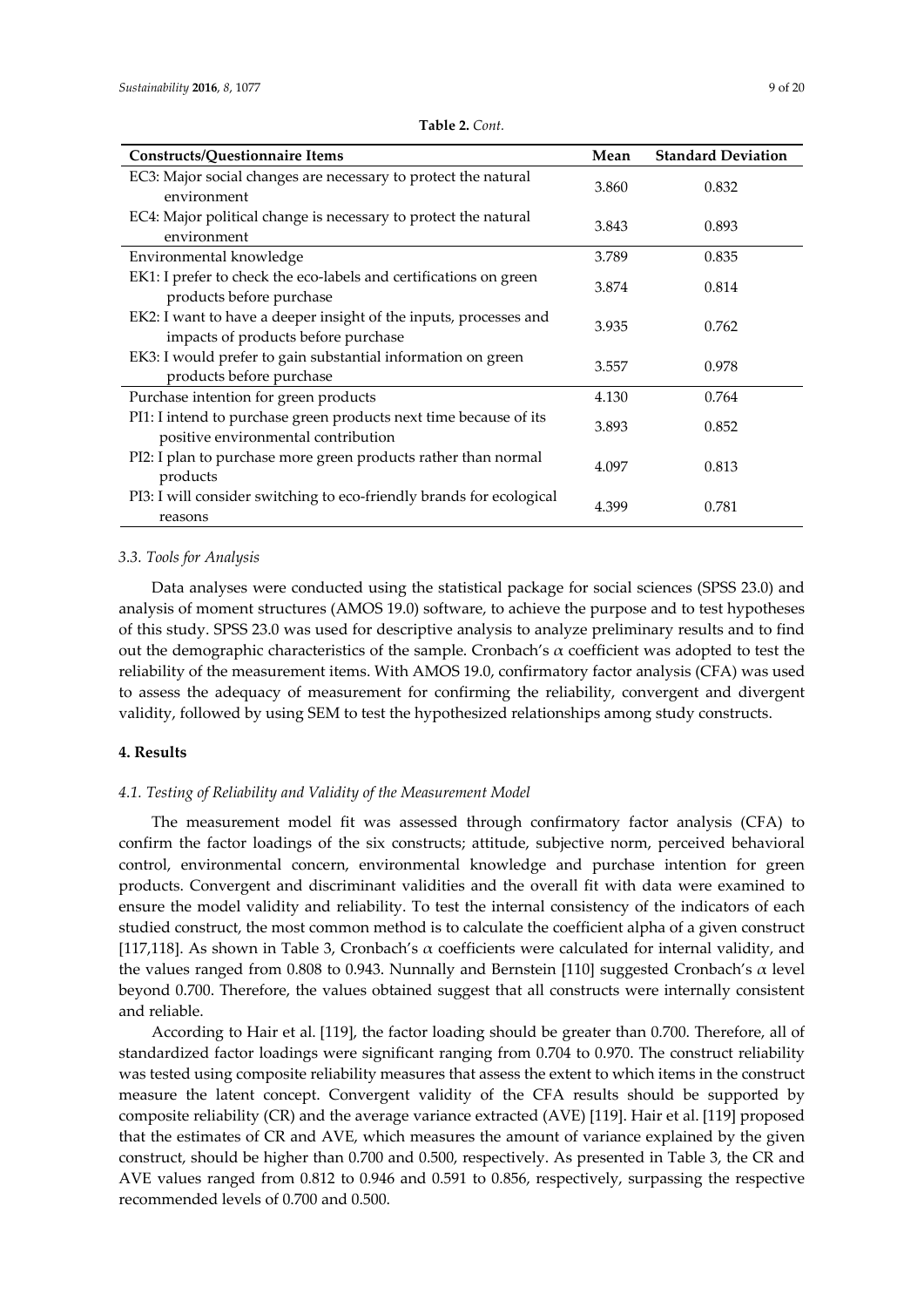**Table 2.** *Cont.*

| Constructs/Questionnaire Items | Mean | Standard Deviation |
|---|---|---|
| EC3: Major social changes are necessary to protect the natural environment | 3.860 | 0.832 |
| EC4: Major political change is necessary to protect the natural environment | 3.843 | 0.893 |
| Environmental knowledge | 3.789 | 0.835 |
| EK1: I prefer to check the eco-labels and certifications on green products before purchase | 3.874 | 0.814 |
| EK2: I want to have a deeper insight of the inputs, processes and impacts of products before purchase | 3.935 | 0.762 |
| EK3: I would prefer to gain substantial information on green products before purchase | 3.557 | 0.978 |
| Purchase intention for green products | 4.130 | 0.764 |
| PI1: I intend to purchase green products next time because of its positive environmental contribution | 3.893 | 0.852 |
| PI2: I plan to purchase more green products rather than normal products | 4.097 | 0.813 |
| PI3: I will consider switching to eco-friendly brands for ecological reasons | 4.399 | 0.781 |

### *3.3. Tools for Analysis*

Data analyses were conducted using the statistical package for social sciences (SPSS 23.0) and analysis of moment structures (AMOS 19.0) software, to achieve the purpose and to test hypotheses of this study. SPSS 23.0 was used for descriptive analysis to analyze preliminary results and to find out the demographic characteristics of the sample. Cronbach's $\alpha$ coefficient was adopted to test the reliability of the measurement items. With AMOS 19.0, confirmatory factor analysis (CFA) was used to assess the adequacy of measurement for confirming the reliability, convergent and divergent validity, followed by using SEM to test the hypothesized relationships among study constructs.

## **4. Results**

### *4.1. Testing of Reliability and Validity of the Measurement Model*

The measurement model fit was assessed through confirmatory factor analysis (CFA) to confirm the factor loadings of the six constructs; attitude, subjective norm, perceived behavioral control, environmental concern, environmental knowledge and purchase intention for green products. Convergent and discriminant validities and the overall fit with data were examined to ensure the model validity and reliability. To test the internal consistency of the indicators of each studied construct, the most common method is to calculate the coefficient alpha of a given construct [117,118]. As shown in Table 3, Cronbach's $\alpha$ coefficients were calculated for internal validity, and the values ranged from 0.808 to 0.943. Nunnally and Bernstein [110] suggested Cronbach's $\alpha$ level beyond 0.700. Therefore, the values obtained suggest that all constructs were internally consistent and reliable.

According to Hair et al. [119], the factor loading should be greater than 0.700. Therefore, all of standardized factor loadings were significant ranging from 0.704 to 0.970. The construct reliability was tested using composite reliability measures that assess the extent to which items in the construct measure the latent concept. Convergent validity of the CFA results should be supported by composite reliability (CR) and the average variance extracted (AVE) [119]. Hair et al. [119] proposed that the estimates of CR and AVE, which measures the amount of variance explained by the given construct, should be higher than 0.700 and 0.500, respectively. As presented in Table 3, the CR and AVE values ranged from 0.812 to 0.946 and 0.591 to 0.856, respectively, surpassing the respective recommended levels of 0.700 and 0.500.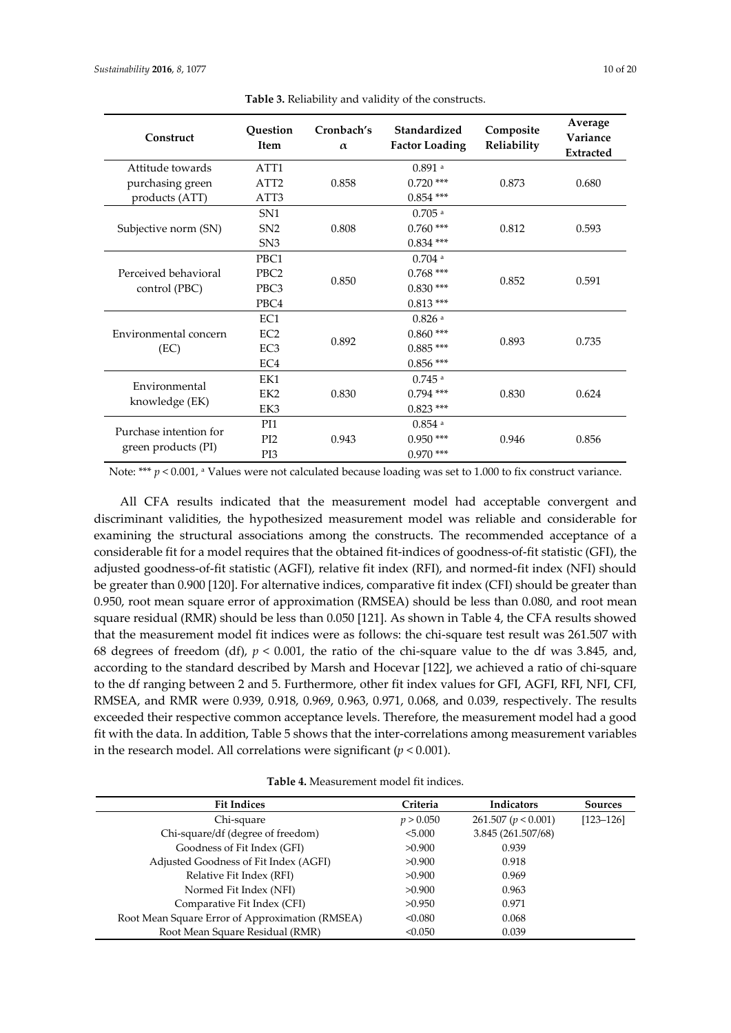**Table 3.** Reliability and validity of the constructs.

| Construct | Question Item | Cronbach's α | Standardized Factor Loading | Composite Reliability | Average Variance Extracted |
|---|---|---|---|---|---|
| Attitude towards purchasing green products (ATT) | ATT1 | 0.858 | 0.891 [a] | 0.873 | 0.680 |
| | ATT2 | | 0.720 *** | | |
| | ATT3 | | 0.854 *** | | |
| Subjective norm (SN) | SN1 | 0.808 | 0.705 [a] | 0.812 | 0.593 |
| | SN2 | | 0.760 *** | | |
| | SN3 | | 0.834 *** | | |
| Perceived behavioral control (PBC) | PBC1 | 0.850 | 0.704 [a] | 0.852 | 0.591 |
| | PBC2 | | 0.768 *** | | |
| | PBC3 | | 0.830 *** | | |
| | PBC4 | | 0.813 *** | | |
| Environmental concern (EC) | EC1 | 0.892 | 0.826 [a] | 0.893 | 0.735 |
| | EC2 | | 0.860 *** | | |
| | EC3 | | 0.885 *** | | |
| | EC4 | | 0.856 *** | | |
| Environmental knowledge (EK) | EK1 | 0.830 | 0.745 [a] | 0.830 | 0.624 |
| | EK2 | | 0.794 *** | | |
| | EK3 | | 0.823 *** | | |
| Purchase intention for green products (PI) | PI1 | 0.943 | 0.854 [a] | 0.946 | 0.856 |
| | PI2 | | 0.950 *** | | |
| | PI3 | | 0.970 *** | | |

Note: *** $p < 0.001$, [a] Values were not calculated because loading was set to 1.000 to fix construct variance.

All CFA results indicated that the measurement model had acceptable convergent and discriminant validities, the hypothesized measurement model was reliable and considerable for examining the structural associations among the constructs. The recommended acceptance of a considerable fit for a model requires that the obtained fit-indices of goodness-of-fit statistic (GFI), the adjusted goodness-of-fit statistic (AGFI), relative fit index (RFI), and normed-fit index (NFI) should be greater than 0.900 [120]. For alternative indices, comparative fit index (CFI) should be greater than 0.950, root mean square error of approximation (RMSEA) should be less than 0.080, and root mean square residual (RMR) should be less than 0.050 [121]. As shown in Table 4, the CFA results showed that the measurement model fit indices were as follows: the chi-square test result was 261.507 with 68 degrees of freedom (df), $p < 0.001$, the ratio of the chi-square value to the df was 3.845, and, according to the standard described by Marsh and Hocevar [122], we achieved a ratio of chi-square to the df ranging between 2 and 5. Furthermore, other fit index values for GFI, AGFI, RFI, NFI, CFI, RMSEA, and RMR were 0.939, 0.918, 0.969, 0.963, 0.971, 0.068, and 0.039, respectively. The results exceeded their respective common acceptance levels. Therefore, the measurement model had a good fit with the data. In addition, Table 5 shows that the inter-correlations among measurement variables in the research model. All correlations were significant ($p < 0.001$).

**Table 4.** Measurement model fit indices.

| Fit Indices | Criteria | Indicators | Sources |
|---|---|---|---|
| Chi-square | $p > 0.050$ | 261.507 ($p < 0.001$) | [123–126] |
| Chi-square/df (degree of freedom) | <5.000 | 3.845 (261.507/68) | |
| Goodness of Fit Index (GFI) | >0.900 | 0.939 | |
| Adjusted Goodness of Fit Index (AGFI) | >0.900 | 0.918 | |
| Relative Fit Index (RFI) | >0.900 | 0.969 | |
| Normed Fit Index (NFI) | >0.900 | 0.963 | |
| Comparative Fit Index (CFI) | >0.950 | 0.971 | |
| Root Mean Square Error of Approximation (RMSEA) | <0.080 | 0.068 | |
| Root Mean Square Residual (RMR) | <0.050 | 0.039 | |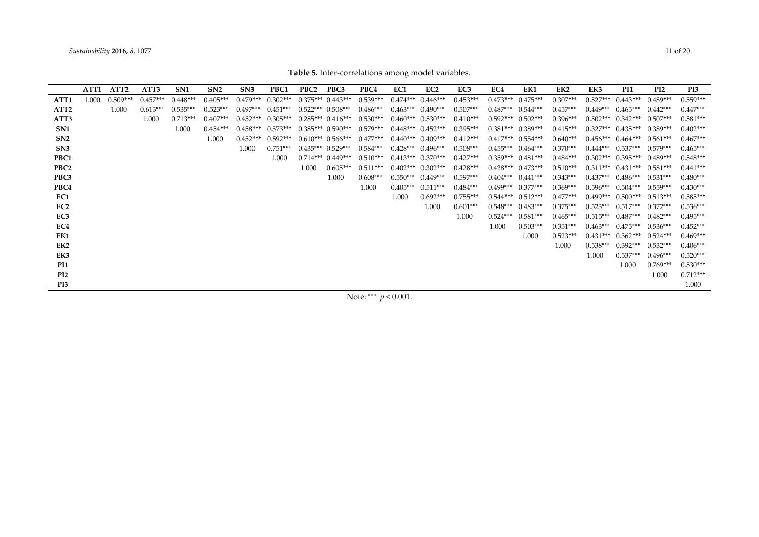**Table 5.** Inter-correlations among model variables.

| | ATT1 | ATT2 | ATT3 | SN1 | SN2 | SN3 | PBC1 | PBC2 | PBC3 | PBC4 | EC1 | EC2 | EC3 | EC4 | EK1 | EK2 | EK3 | PI1 | PI2 | PI3 |
|---|---|---|---|---|---|---|---|---|---|---|---|---|---|---|---|---|---|---|---|---|
| **ATT1** | 1.000 | 0.509*** | 0.457*** | 0.448*** | 0.405*** | 0.479*** | 0.302*** | 0.375*** | 0.443*** | 0.539*** | 0.474*** | 0.446*** | 0.453*** | 0.473*** | 0.475*** | 0.307*** | 0.527*** | 0.443*** | 0.489*** | 0.559*** |
| **ATT2** | | 1.000 | 0.613*** | 0.535*** | 0.523*** | 0.497*** | 0.451*** | 0.522*** | 0.508*** | 0.486*** | 0.463*** | 0.490*** | 0.507*** | 0.487*** | 0.544*** | 0.457*** | 0.449*** | 0.465*** | 0.442*** | 0.447*** |
| **ATT3** | | | 1.000 | 0.713*** | 0.407*** | 0.452*** | 0.305*** | 0.285*** | 0.416*** | 0.530*** | 0.460*** | 0.530*** | 0.410*** | 0.592*** | 0.502*** | 0.396*** | 0.502*** | 0.342*** | 0.507*** | 0.581*** |
| **SN1** | | | | 1.000 | 0.454*** | 0.458*** | 0.573*** | 0.385*** | 0.590*** | 0.579*** | 0.448*** | 0.452*** | 0.395*** | 0.381*** | 0.389*** | 0.415*** | 0.327*** | 0.435*** | 0.389*** | 0.402*** |
| **SN2** | | | | | 1.000 | 0.452*** | 0.592*** | 0.610*** | 0.566*** | 0.477*** | 0.440*** | 0.409*** | 0.412*** | 0.417*** | 0.554*** | 0.640*** | 0.456*** | 0.464*** | 0.561*** | 0.467*** |
| **SN3** | | | | | | 1.000 | 0.751*** | 0.435*** | 0.529*** | 0.584*** | 0.428*** | 0.496*** | 0.508*** | 0.455*** | 0.464*** | 0.370*** | 0.444*** | 0.537*** | 0.579*** | 0.465*** |
| **PBC1** | | | | | | | 1.000 | 0.714*** | 0.449*** | 0.510*** | 0.413*** | 0.370*** | 0.427*** | 0.359*** | 0.481*** | 0.484*** | 0.302*** | 0.395*** | 0.489*** | 0.548*** |
| **PBC2** | | | | | | | | 1.000 | 0.605*** | 0.511*** | 0.402*** | 0.302*** | 0.428*** | 0.428*** | 0.473*** | 0.510*** | 0.311*** | 0.431*** | 0.581*** | 0.441*** |
| **PBC3** | | | | | | | | | 1.000 | 0.608*** | 0.550*** | 0.449*** | 0.597*** | 0.404*** | 0.441*** | 0.343*** | 0.437*** | 0.486*** | 0.531*** | 0.480*** |
| **PBC4** | | | | | | | | | | 1.000 | 0.405*** | 0.511*** | 0.484*** | 0.499*** | 0.377*** | 0.369*** | 0.596*** | 0.504*** | 0.559*** | 0.430*** |
| **EC1** | | | | | | | | | | | 1.000 | 0.692*** | 0.755*** | 0.544*** | 0.512*** | 0.477*** | 0.499*** | 0.500*** | 0.513*** | 0.585*** |
| **EC2** | | | | | | | | | | | | 1.000 | 0.601*** | 0.548*** | 0.483*** | 0.375*** | 0.523*** | 0.517*** | 0.372*** | 0.536*** |
| **EC3** | | | | | | | | | | | | | 1.000 | 0.524*** | 0.581*** | 0.465*** | 0.515*** | 0.487*** | 0.482*** | 0.495*** |
| **EC4** | | | | | | | | | | | | | | 1.000 | 0.503*** | 0.351*** | 0.463*** | 0.475*** | 0.536*** | 0.452*** |
| **EK1** | | | | | | | | | | | | | | | 1.000 | 0.523*** | 0.431*** | 0.362*** | 0.524*** | 0.469*** |
| **EK2** | | | | | | | | | | | | | | | | 1.000 | 0.538*** | 0.392*** | 0.532*** | 0.406*** |
| **EK3** | | | | | | | | | | | | | | | | | 1.000 | 0.537*** | 0.496*** | 0.520*** |
| **PI1** | | | | | | | | | | | | | | | | | | 1.000 | 0.769*** | 0.530*** |
| **PI2** | | | | | | | | | | | | | | | | | | | 1.000 | 0.712*** |
| **PI3** | | | | | | | | | | | | | | | | | | | | 1.000 |

Note: *** $p < 0.001$.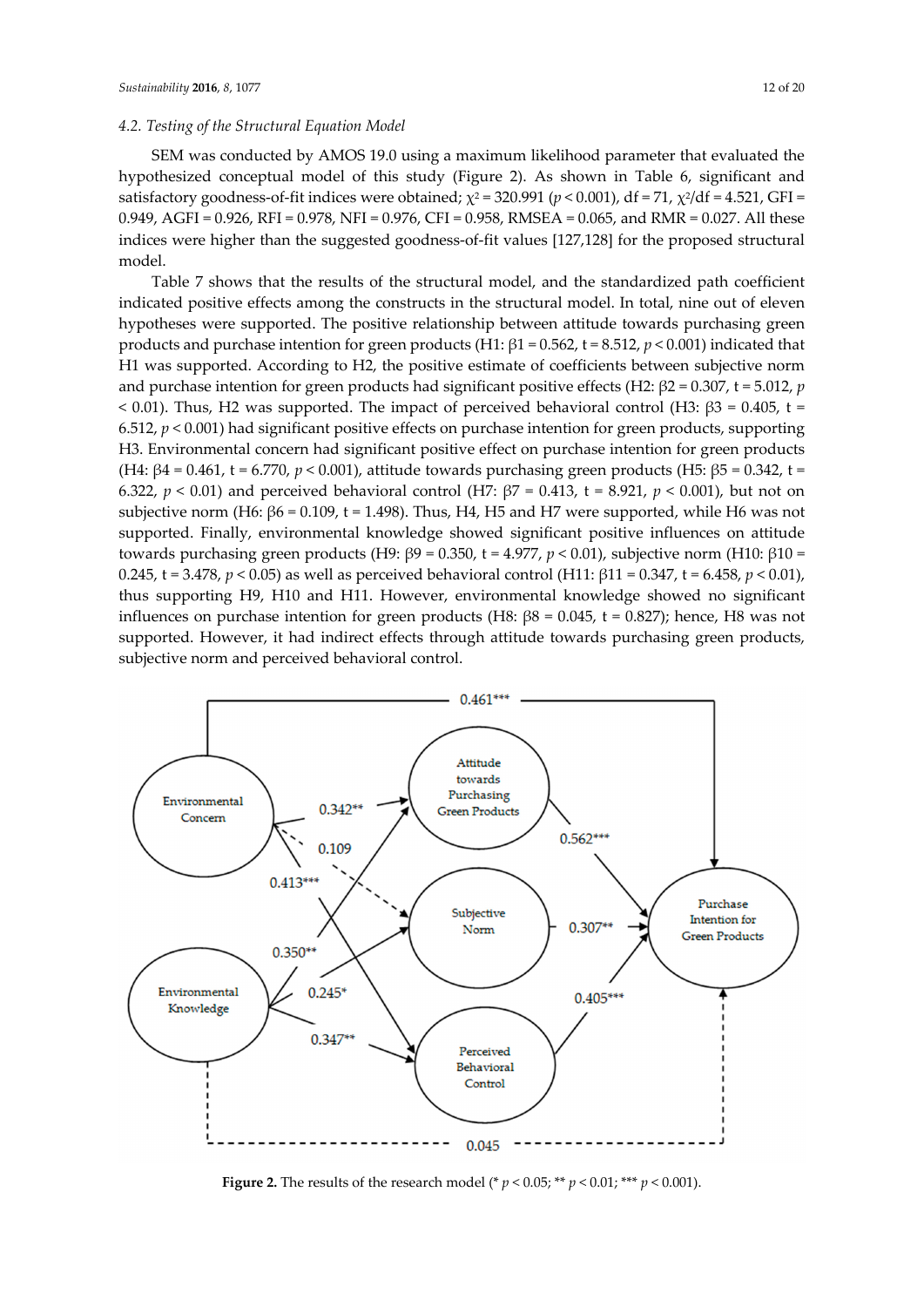### 4.2. Testing of the Structural Equation Model

SEM was conducted by AMOS 19.0 using a maximum likelihood parameter that evaluated the hypothesized conceptual model of this study (Figure 2). As shown in Table 6, significant and satisfactory goodness-of-fit indices were obtained; $\chi^2 = 320.991$ ($p < 0.001$), df = 71, $\chi^2$/df = 4.521, GFI = 0.949, AGFI = 0.926, RFI = 0.978, NFI = 0.976, CFI = 0.958, RMSEA = 0.065, and RMR = 0.027. All these indices were higher than the suggested goodness-of-fit values [127,128] for the proposed structural model.

Table 7 shows that the results of the structural model, and the standardized path coefficient indicated positive effects among the constructs in the structural model. In total, nine out of eleven hypotheses were supported. The positive relationship between attitude towards purchasing green products and purchase intention for green products (H1: $\beta1 = 0.562$, t = 8.512, $p < 0.001$) indicated that H1 was supported. According to H2, the positive estimate of coefficients between subjective norm and purchase intention for green products had significant positive effects (H2: $\beta2 = 0.307$, t = 5.012, $p < 0.01$). Thus, H2 was supported. The impact of perceived behavioral control (H3: $\beta3 = 0.405$, t = 6.512, $p < 0.001$) had significant positive effects on purchase intention for green products, supporting H3. Environmental concern had significant positive effect on purchase intention for green products (H4: $\beta4 = 0.461$, t = 6.770, $p < 0.001$), attitude towards purchasing green products (H5: $\beta5 = 0.342$, t = 6.322, $p < 0.01$) and perceived behavioral control (H7: $\beta7 = 0.413$, t = 8.921, $p < 0.001$), but not on subjective norm (H6: $\beta6 = 0.109$, t = 1.498). Thus, H4, H5 and H7 were supported, while H6 was not supported. Finally, environmental knowledge showed significant positive influences on attitude towards purchasing green products (H9: $\beta9 = 0.350$, t = 4.977, $p < 0.01$), subjective norm (H10: $\beta10 = 0.245$, t = 3.478, $p < 0.05$) as well as perceived behavioral control (H11: $\beta11 = 0.347$, t = 6.458, $p < 0.01$), thus supporting H9, H10 and H11. However, environmental knowledge showed no significant influences on purchase intention for green products (H8: $\beta8 = 0.045$, t = 0.827); hence, H8 was not supported. However, it had indirect effects through attitude towards purchasing green products, subjective norm and perceived behavioral control.

**Figure 2.** The results of the research model (* $p < 0.05$; ** $p < 0.01$; *** $p < 0.001$).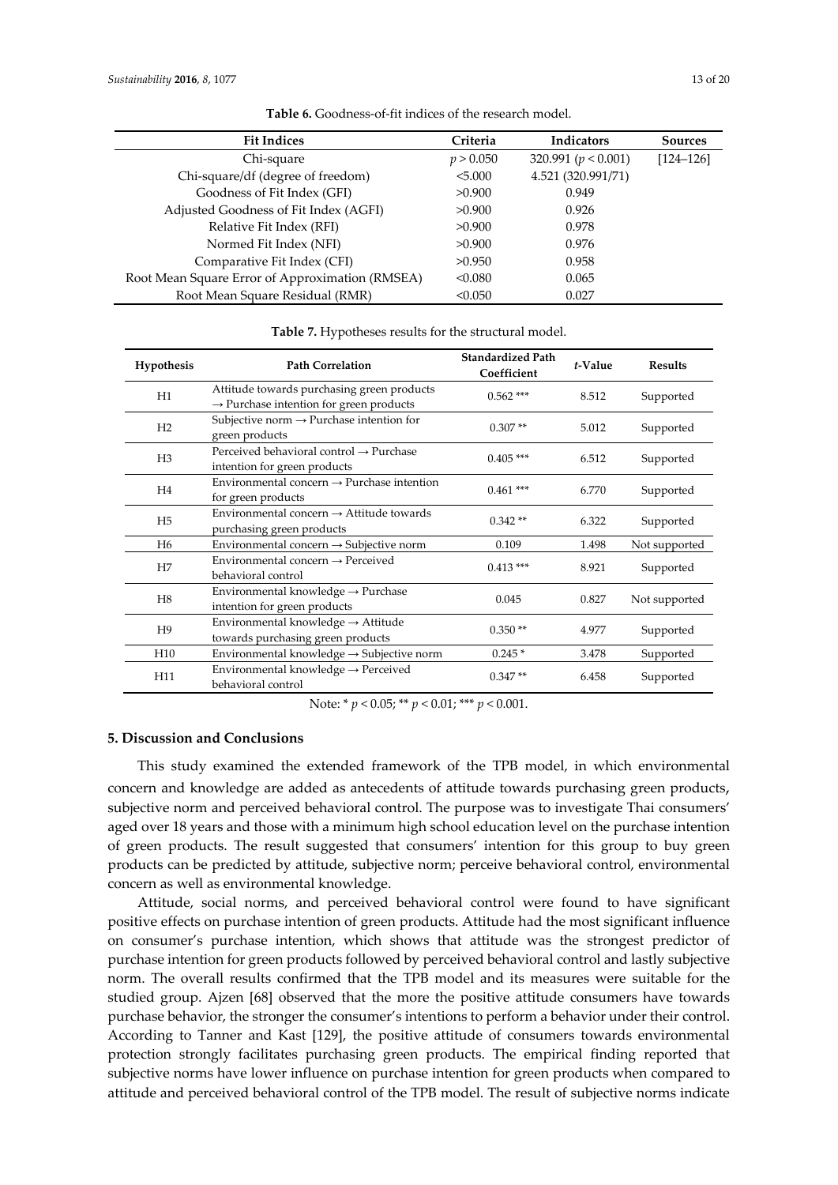**Table 6.** Goodness-of-fit indices of the research model.

| Fit Indices | Criteria | Indicators | Sources |
|---|---|---|---|
| Chi-square | $p > 0.050$ | 320.991 ($p < 0.001$) | [124–126] |
| Chi-square/df (degree of freedom) | <5.000 | 4.521 (320.991/71) | |
| Goodness of Fit Index (GFI) | >0.900 | 0.949 | |
| Adjusted Goodness of Fit Index (AGFI) | >0.900 | 0.926 | |
| Relative Fit Index (RFI) | >0.900 | 0.978 | |
| Normed Fit Index (NFI) | >0.900 | 0.976 | |
| Comparative Fit Index (CFI) | >0.950 | 0.958 | |
| Root Mean Square Error of Approximation (RMSEA) | <0.080 | 0.065 | |
| Root Mean Square Residual (RMR) | <0.050 | 0.027 | |

**Table 7.** Hypotheses results for the structural model.

| Hypothesis | Path Correlation | Standardized Path Coefficient | *t*-Value | Results |
|---|---|---|---|---|
| H1 | Attitude towards purchasing green products → Purchase intention for green products | 0.562 *** | 8.512 | Supported |
| H2 | Subjective norm → Purchase intention for green products | 0.307 ** | 5.012 | Supported |
| H3 | Perceived behavioral control → Purchase intention for green products | 0.405 *** | 6.512 | Supported |
| H4 | Environmental concern → Purchase intention for green products | 0.461 *** | 6.770 | Supported |
| H5 | Environmental concern → Attitude towards purchasing green products | 0.342 ** | 6.322 | Supported |
| H6 | Environmental concern → Subjective norm | 0.109 | 1.498 | Not supported |
| H7 | Environmental concern → Perceived behavioral control | 0.413 *** | 8.921 | Supported |
| H8 | Environmental knowledge → Purchase intention for green products | 0.045 | 0.827 | Not supported |
| H9 | Environmental knowledge → Attitude towards purchasing green products | 0.350 ** | 4.977 | Supported |
| H10 | Environmental knowledge → Subjective norm | 0.245 * | 3.478 | Supported |
| H11 | Environmental knowledge → Perceived behavioral control | 0.347 ** | 6.458 | Supported |

Note: * $p < 0.05$; ** $p < 0.01$; *** $p < 0.001$.

## 5. Discussion and Conclusions

This study examined the extended framework of the TPB model, in which environmental concern and knowledge are added as antecedents of attitude towards purchasing green products, subjective norm and perceived behavioral control. The purpose was to investigate Thai consumers' aged over 18 years and those with a minimum high school education level on the purchase intention of green products. The result suggested that consumers' intention for this group to buy green products can be predicted by attitude, subjective norm; perceive behavioral control, environmental concern as well as environmental knowledge.

Attitude, social norms, and perceived behavioral control were found to have significant positive effects on purchase intention of green products. Attitude had the most significant influence on consumer's purchase intention, which shows that attitude was the strongest predictor of purchase intention for green products followed by perceived behavioral control and lastly subjective norm. The overall results confirmed that the TPB model and its measures were suitable for the studied group. Ajzen [68] observed that the more the positive attitude consumers have towards purchase behavior, the stronger the consumer's intentions to perform a behavior under their control. According to Tanner and Kast [129], the positive attitude of consumers towards environmental protection strongly facilitates purchasing green products. The empirical finding reported that subjective norms have lower influence on purchase intention for green products when compared to attitude and perceived behavioral control of the TPB model. The result of subjective norms indicate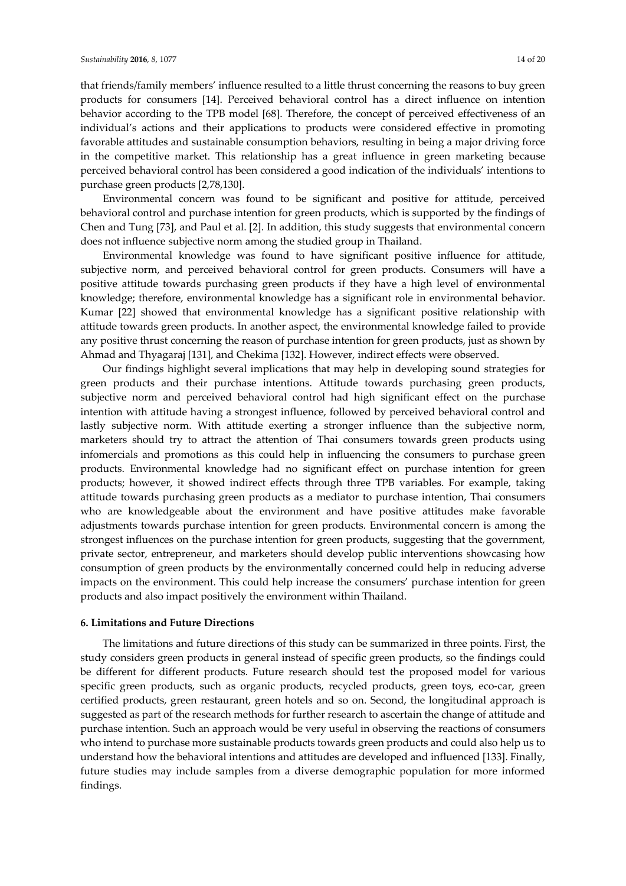that friends/family members' influence resulted to a little thrust concerning the reasons to buy green products for consumers [14]. Perceived behavioral control has a direct influence on intention behavior according to the TPB model [68]. Therefore, the concept of perceived effectiveness of an individual's actions and their applications to products were considered effective in promoting favorable attitudes and sustainable consumption behaviors, resulting in being a major driving force in the competitive market. This relationship has a great influence in green marketing because perceived behavioral control has been considered a good indication of the individuals' intentions to purchase green products [2,78,130].

Environmental concern was found to be significant and positive for attitude, perceived behavioral control and purchase intention for green products, which is supported by the findings of Chen and Tung [73], and Paul et al. [2]. In addition, this study suggests that environmental concern does not influence subjective norm among the studied group in Thailand.

Environmental knowledge was found to have significant positive influence for attitude, subjective norm, and perceived behavioral control for green products. Consumers will have a positive attitude towards purchasing green products if they have a high level of environmental knowledge; therefore, environmental knowledge has a significant role in environmental behavior. Kumar [22] showed that environmental knowledge has a significant positive relationship with attitude towards green products. In another aspect, the environmental knowledge failed to provide any positive thrust concerning the reason of purchase intention for green products, just as shown by Ahmad and Thyagaraj [131], and Chekima [132]. However, indirect effects were observed.

Our findings highlight several implications that may help in developing sound strategies for green products and their purchase intentions. Attitude towards purchasing green products, subjective norm and perceived behavioral control had high significant effect on the purchase intention with attitude having a strongest influence, followed by perceived behavioral control and lastly subjective norm. With attitude exerting a stronger influence than the subjective norm, marketers should try to attract the attention of Thai consumers towards green products using infomercials and promotions as this could help in influencing the consumers to purchase green products. Environmental knowledge had no significant effect on purchase intention for green products; however, it showed indirect effects through three TPB variables. For example, taking attitude towards purchasing green products as a mediator to purchase intention, Thai consumers who are knowledgeable about the environment and have positive attitudes make favorable adjustments towards purchase intention for green products. Environmental concern is among the strongest influences on the purchase intention for green products, suggesting that the government, private sector, entrepreneur, and marketers should develop public interventions showcasing how consumption of green products by the environmentally concerned could help in reducing adverse impacts on the environment. This could help increase the consumers' purchase intention for green products and also impact positively the environment within Thailand.

## 6. Limitations and Future Directions

The limitations and future directions of this study can be summarized in three points. First, the study considers green products in general instead of specific green products, so the findings could be different for different products. Future research should test the proposed model for various specific green products, such as organic products, recycled products, green toys, eco-car, green certified products, green restaurant, green hotels and so on. Second, the longitudinal approach is suggested as part of the research methods for further research to ascertain the change of attitude and purchase intention. Such an approach would be very useful in observing the reactions of consumers who intend to purchase more sustainable products towards green products and could also help us to understand how the behavioral intentions and attitudes are developed and influenced [133]. Finally, future studies may include samples from a diverse demographic population for more informed findings.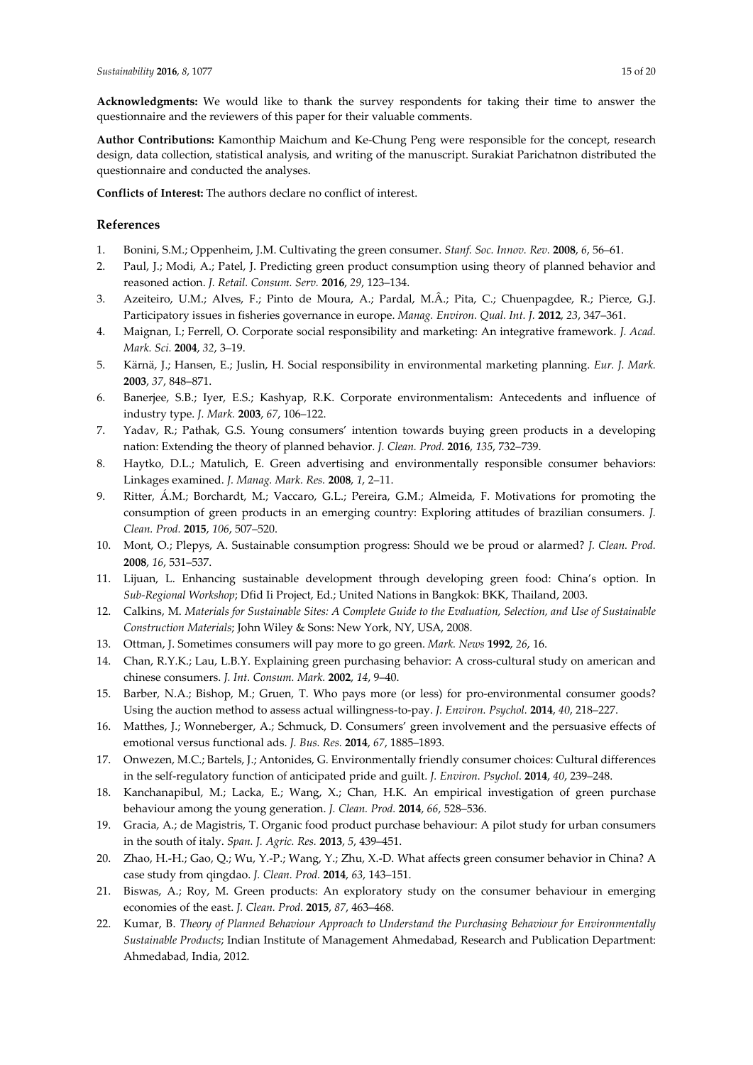**Acknowledgments:** We would like to thank the survey respondents for taking their time to answer the questionnaire and the reviewers of this paper for their valuable comments.

**Author Contributions:** Kamonthip Maichum and Ke-Chung Peng were responsible for the concept, research design, data collection, statistical analysis, and writing of the manuscript. Surakiat Parichatnon distributed the questionnaire and conducted the analyses.

**Conflicts of Interest:** The authors declare no conflict of interest.

## References

1. Bonini, S.M.; Oppenheim, J.M. Cultivating the green consumer. *Stanf. Soc. Innov. Rev.* **2008**, *6*, 56–61.
2. Paul, J.; Modi, A.; Patel, J. Predicting green product consumption using theory of planned behavior and reasoned action. *J. Retail. Consum. Serv.* **2016**, *29*, 123–134.
3. Azeiteiro, U.M.; Alves, F.; Pinto de Moura, A.; Pardal, M.Â.; Pita, C.; Chuenpagdee, R.; Pierce, G.J. Participatory issues in fisheries governance in europe. *Manag. Environ. Qual. Int. J.* **2012**, *23*, 347–361.
4. Maignan, I.; Ferrell, O. Corporate social responsibility and marketing: An integrative framework. *J. Acad. Mark. Sci.* **2004**, *32*, 3–19.
5. Kärnä, J.; Hansen, E.; Juslin, H. Social responsibility in environmental marketing planning. *Eur. J. Mark.* **2003**, *37*, 848–871.
6. Banerjee, S.B.; Iyer, E.S.; Kashyap, R.K. Corporate environmentalism: Antecedents and influence of industry type. *J. Mark.* **2003**, *67*, 106–122.
7. Yadav, R.; Pathak, G.S. Young consumers' intention towards buying green products in a developing nation: Extending the theory of planned behavior. *J. Clean. Prod.* **2016**, *135*, 732–739.
8. Haytko, D.L.; Matulich, E. Green advertising and environmentally responsible consumer behaviors: Linkages examined. *J. Manag. Mark. Res.* **2008**, *1*, 2–11.
9. Ritter, Á.M.; Borchardt, M.; Vaccaro, G.L.; Pereira, G.M.; Almeida, F. Motivations for promoting the consumption of green products in an emerging country: Exploring attitudes of brazilian consumers. *J. Clean. Prod.* **2015**, *106*, 507–520.
10. Mont, O.; Plepys, A. Sustainable consumption progress: Should we be proud or alarmed? *J. Clean. Prod.* **2008**, *16*, 531–537.
11. Lijuan, L. Enhancing sustainable development through developing green food: China's option. In *Sub-Regional Workshop*; Dfid Ii Project, Ed.; United Nations in Bangkok: BKK, Thailand, 2003.
12. Calkins, M. *Materials for Sustainable Sites: A Complete Guide to the Evaluation, Selection, and Use of Sustainable Construction Materials*; John Wiley & Sons: New York, NY, USA, 2008.
13. Ottman, J. Sometimes consumers will pay more to go green. *Mark. News* **1992**, *26*, 16.
14. Chan, R.Y.K.; Lau, L.B.Y. Explaining green purchasing behavior: A cross-cultural study on american and chinese consumers. *J. Int. Consum. Mark.* **2002**, *14*, 9–40.
15. Barber, N.A.; Bishop, M.; Gruen, T. Who pays more (or less) for pro-environmental consumer goods? Using the auction method to assess actual willingness-to-pay. *J. Environ. Psychol.* **2014**, *40*, 218–227.
16. Matthes, J.; Wonneberger, A.; Schmuck, D. Consumers' green involvement and the persuasive effects of emotional versus functional ads. *J. Bus. Res.* **2014**, *67*, 1885–1893.
17. Onwezen, M.C.; Bartels, J.; Antonides, G. Environmentally friendly consumer choices: Cultural differences in the self-regulatory function of anticipated pride and guilt. *J. Environ. Psychol.* **2014**, *40*, 239–248.
18. Kanchanapibul, M.; Lacka, E.; Wang, X.; Chan, H.K. An empirical investigation of green purchase behaviour among the young generation. *J. Clean. Prod.* **2014**, *66*, 528–536.
19. Gracia, A.; de Magistris, T. Organic food product purchase behaviour: A pilot study for urban consumers in the south of italy. *Span. J. Agric. Res.* **2013**, *5*, 439–451.
20. Zhao, H.-H.; Gao, Q.; Wu, Y.-P.; Wang, Y.; Zhu, X.-D. What affects green consumer behavior in China? A case study from qingdao. *J. Clean. Prod.* **2014**, *63*, 143–151.
21. Biswas, A.; Roy, M. Green products: An exploratory study on the consumer behaviour in emerging economies of the east. *J. Clean. Prod.* **2015**, *87*, 463–468.
22. Kumar, B. *Theory of Planned Behaviour Approach to Understand the Purchasing Behaviour for Environmentally Sustainable Products*; Indian Institute of Management Ahmedabad, Research and Publication Department: Ahmedabad, India, 2012.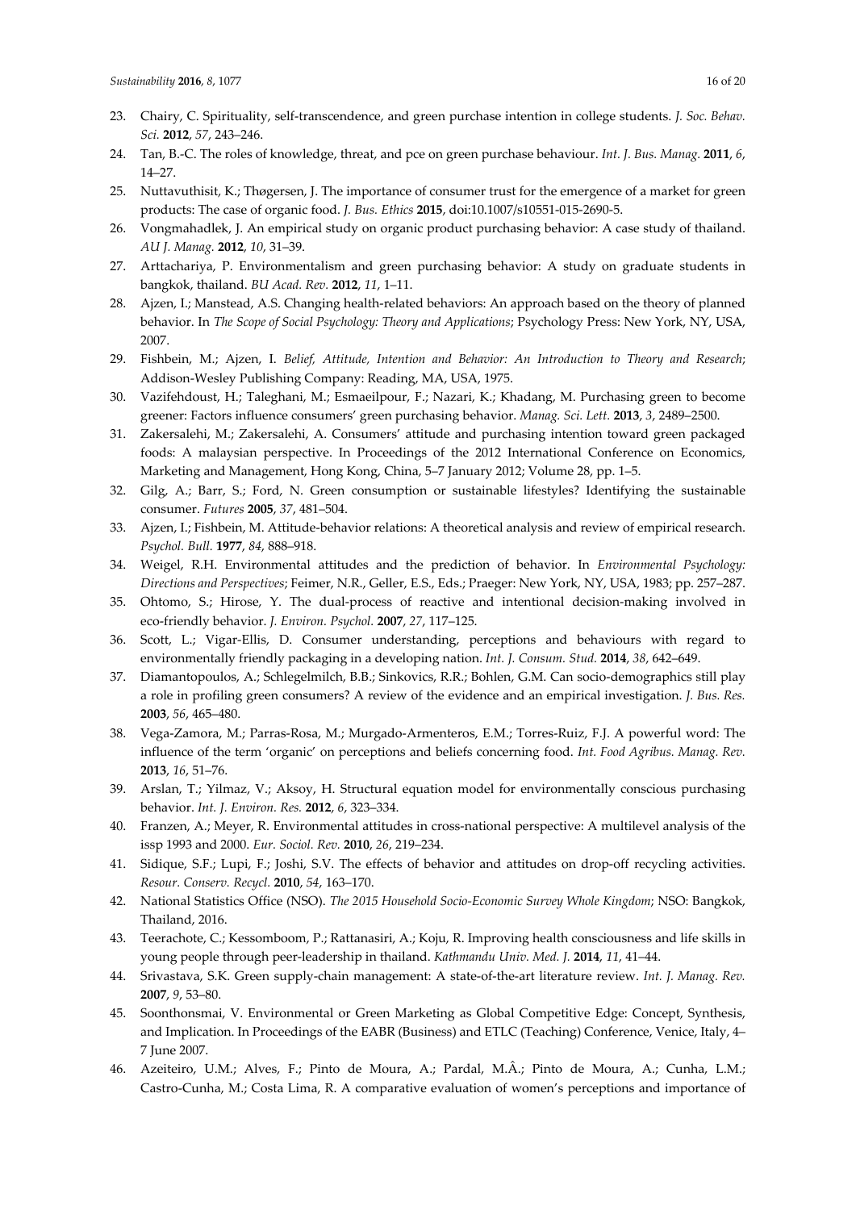23. Chairy, C. Spirituality, self-transcendence, and green purchase intention in college students. *J. Soc. Behav. Sci.* **2012**, *57*, 243–246.
24. Tan, B.-C. The roles of knowledge, threat, and pce on green purchase behaviour. *Int. J. Bus. Manag.* **2011**, *6*, 14–27.
25. Nuttavuthisit, K.; Thøgersen, J. The importance of consumer trust for the emergence of a market for green products: The case of organic food. *J. Bus. Ethics* **2015**, doi:10.1007/s10551-015-2690-5.
26. Vongmahadlek, J. An empirical study on organic product purchasing behavior: A case study of thailand. *AU J. Manag.* **2012**, *10*, 31–39.
27. Arttachariya, P. Environmentalism and green purchasing behavior: A study on graduate students in bangkok, thailand. *BU Acad. Rev.* **2012**, *11*, 1–11.
28. Ajzen, I.; Manstead, A.S. Changing health-related behaviors: An approach based on the theory of planned behavior. In *The Scope of Social Psychology: Theory and Applications*; Psychology Press: New York, NY, USA, 2007.
29. Fishbein, M.; Ajzen, I. *Belief, Attitude, Intention and Behavior: An Introduction to Theory and Research*; Addison-Wesley Publishing Company: Reading, MA, USA, 1975.
30. Vazifehdoust, H.; Taleghani, M.; Esmaeilpour, F.; Nazari, K.; Khadang, M. Purchasing green to become greener: Factors influence consumers' green purchasing behavior. *Manag. Sci. Lett.* **2013**, *3*, 2489–2500.
31. Zakersalehi, M.; Zakersalehi, A. Consumers' attitude and purchasing intention toward green packaged foods: A malaysian perspective. In Proceedings of the 2012 International Conference on Economics, Marketing and Management, Hong Kong, China, 5–7 January 2012; Volume 28, pp. 1–5.
32. Gilg, A.; Barr, S.; Ford, N. Green consumption or sustainable lifestyles? Identifying the sustainable consumer. *Futures* **2005**, *37*, 481–504.
33. Ajzen, I.; Fishbein, M. Attitude-behavior relations: A theoretical analysis and review of empirical research. *Psychol. Bull.* **1977**, *84*, 888–918.
34. Weigel, R.H. Environmental attitudes and the prediction of behavior. In *Environmental Psychology: Directions and Perspectives*; Feimer, N.R., Geller, E.S., Eds.; Praeger: New York, NY, USA, 1983; pp. 257–287.
35. Ohtomo, S.; Hirose, Y. The dual-process of reactive and intentional decision-making involved in eco-friendly behavior. *J. Environ. Psychol.* **2007**, *27*, 117–125.
36. Scott, L.; Vigar-Ellis, D. Consumer understanding, perceptions and behaviours with regard to environmentally friendly packaging in a developing nation. *Int. J. Consum. Stud.* **2014**, *38*, 642–649.
37. Diamantopoulos, A.; Schlegelmilch, B.B.; Sinkovics, R.R.; Bohlen, G.M. Can socio-demographics still play a role in profiling green consumers? A review of the evidence and an empirical investigation. *J. Bus. Res.* **2003**, *56*, 465–480.
38. Vega-Zamora, M.; Parras-Rosa, M.; Murgado-Armenteros, E.M.; Torres-Ruiz, F.J. A powerful word: The influence of the term 'organic' on perceptions and beliefs concerning food. *Int. Food Agribus. Manag. Rev.* **2013**, *16*, 51–76.
39. Arslan, T.; Yilmaz, V.; Aksoy, H. Structural equation model for environmentally conscious purchasing behavior. *Int. J. Environ. Res.* **2012**, *6*, 323–334.
40. Franzen, A.; Meyer, R. Environmental attitudes in cross-national perspective: A multilevel analysis of the issp 1993 and 2000. *Eur. Sociol. Rev.* **2010**, *26*, 219–234.
41. Sidique, S.F.; Lupi, F.; Joshi, S.V. The effects of behavior and attitudes on drop-off recycling activities. *Resour. Conserv. Recycl.* **2010**, *54*, 163–170.
42. National Statistics Office (NSO). *The 2015 Household Socio-Economic Survey Whole Kingdom*; NSO: Bangkok, Thailand, 2016.
43. Teerachote, C.; Kessomboom, P.; Rattanasiri, A.; Koju, R. Improving health consciousness and life skills in young people through peer-leadership in thailand. *Kathmandu Univ. Med. J.* **2014**, *11*, 41–44.
44. Srivastava, S.K. Green supply-chain management: A state-of-the-art literature review. *Int. J. Manag. Rev.* **2007**, *9*, 53–80.
45. Soonthonsmai, V. Environmental or Green Marketing as Global Competitive Edge: Concept, Synthesis, and Implication. In Proceedings of the EABR (Business) and ETLC (Teaching) Conference, Venice, Italy, 4–7 June 2007.
46. Azeiteiro, U.M.; Alves, F.; Pinto de Moura, A.; Pardal, M.Â.; Pinto de Moura, A.; Cunha, L.M.; Castro-Cunha, M.; Costa Lima, R. A comparative evaluation of women's perceptions and importance of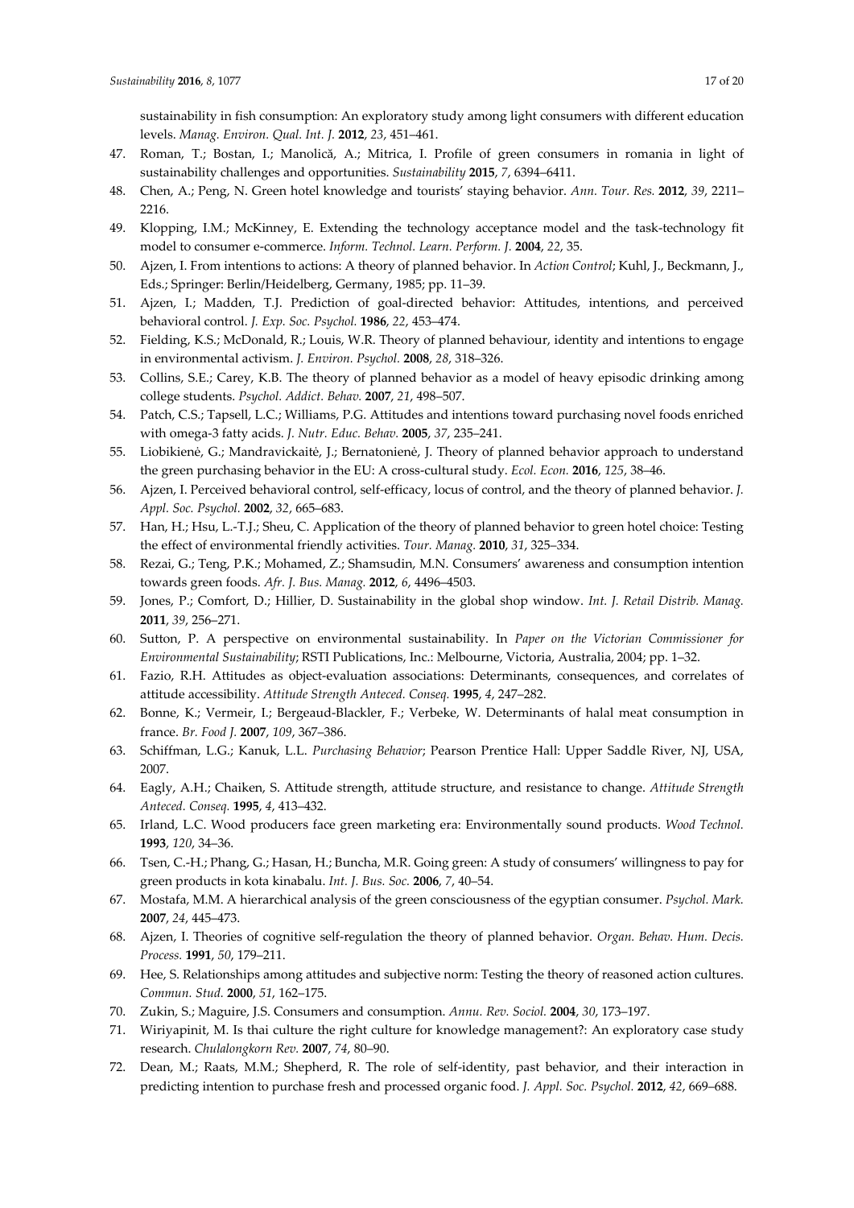sustainability in fish consumption: An exploratory study among light consumers with different education levels. *Manag. Environ. Qual. Int. J.* **2012**, *23*, 451–461.

47. Roman, T.; Bostan, I.; Manolică, A.; Mitrica, I. Profile of green consumers in romania in light of sustainability challenges and opportunities. *Sustainability* **2015**, *7*, 6394–6411.
48. Chen, A.; Peng, N. Green hotel knowledge and tourists' staying behavior. *Ann. Tour. Res.* **2012**, *39*, 2211–2216.
49. Klopping, I.M.; McKinney, E. Extending the technology acceptance model and the task-technology fit model to consumer e-commerce. *Inform. Technol. Learn. Perform. J.* **2004**, *22*, 35.
50. Ajzen, I. From intentions to actions: A theory of planned behavior. In *Action Control*; Kuhl, J., Beckmann, J., Eds.; Springer: Berlin/Heidelberg, Germany, 1985; pp. 11–39.
51. Ajzen, I.; Madden, T.J. Prediction of goal-directed behavior: Attitudes, intentions, and perceived behavioral control. *J. Exp. Soc. Psychol.* **1986**, *22*, 453–474.
52. Fielding, K.S.; McDonald, R.; Louis, W.R. Theory of planned behaviour, identity and intentions to engage in environmental activism. *J. Environ. Psychol.* **2008**, *28*, 318–326.
53. Collins, S.E.; Carey, K.B. The theory of planned behavior as a model of heavy episodic drinking among college students. *Psychol. Addict. Behav.* **2007**, *21*, 498–507.
54. Patch, C.S.; Tapsell, L.C.; Williams, P.G. Attitudes and intentions toward purchasing novel foods enriched with omega-3 fatty acids. *J. Nutr. Educ. Behav.* **2005**, *37*, 235–241.
55. Liobikienė, G.; Mandravickaitė, J.; Bernatonienė, J. Theory of planned behavior approach to understand the green purchasing behavior in the EU: A cross-cultural study. *Ecol. Econ.* **2016**, *125*, 38–46.
56. Ajzen, I. Perceived behavioral control, self-efficacy, locus of control, and the theory of planned behavior. *J. Appl. Soc. Psychol.* **2002**, *32*, 665–683.
57. Han, H.; Hsu, L.-T.J.; Sheu, C. Application of the theory of planned behavior to green hotel choice: Testing the effect of environmental friendly activities. *Tour. Manag.* **2010**, *31*, 325–334.
58. Rezai, G.; Teng, P.K.; Mohamed, Z.; Shamsudin, M.N. Consumers' awareness and consumption intention towards green foods. *Afr. J. Bus. Manag.* **2012**, *6*, 4496–4503.
59. Jones, P.; Comfort, D.; Hillier, D. Sustainability in the global shop window. *Int. J. Retail Distrib. Manag.* **2011**, *39*, 256–271.
60. Sutton, P. A perspective on environmental sustainability. In *Paper on the Victorian Commissioner for Environmental Sustainability*; RSTI Publications, Inc.: Melbourne, Victoria, Australia, 2004; pp. 1–32.
61. Fazio, R.H. Attitudes as object-evaluation associations: Determinants, consequences, and correlates of attitude accessibility. *Attitude Strength Anteced. Conseq.* **1995**, *4*, 247–282.
62. Bonne, K.; Vermeir, I.; Bergeaud-Blackler, F.; Verbeke, W. Determinants of halal meat consumption in france. *Br. Food J.* **2007**, *109*, 367–386.
63. Schiffman, L.G.; Kanuk, L.L. *Purchasing Behavior*; Pearson Prentice Hall: Upper Saddle River, NJ, USA, 2007.
64. Eagly, A.H.; Chaiken, S. Attitude strength, attitude structure, and resistance to change. *Attitude Strength Anteced. Conseq.* **1995**, *4*, 413–432.
65. Irland, L.C. Wood producers face green marketing era: Environmentally sound products. *Wood Technol.* **1993**, *120*, 34–36.
66. Tsen, C.-H.; Phang, G.; Hasan, H.; Buncha, M.R. Going green: A study of consumers' willingness to pay for green products in kota kinabalu. *Int. J. Bus. Soc.* **2006**, *7*, 40–54.
67. Mostafa, M.M. A hierarchical analysis of the green consciousness of the egyptian consumer. *Psychol. Mark.* **2007**, *24*, 445–473.
68. Ajzen, I. Theories of cognitive self-regulation the theory of planned behavior. *Organ. Behav. Hum. Decis. Process.* **1991**, *50*, 179–211.
69. Hee, S. Relationships among attitudes and subjective norm: Testing the theory of reasoned action cultures. *Commun. Stud.* **2000**, *51*, 162–175.
70. Zukin, S.; Maguire, J.S. Consumers and consumption. *Annu. Rev. Sociol.* **2004**, *30*, 173–197.
71. Wiriyapinit, M. Is thai culture the right culture for knowledge management?: An exploratory case study research. *Chulalongkorn Rev.* **2007**, *74*, 80–90.
72. Dean, M.; Raats, M.M.; Shepherd, R. The role of self-identity, past behavior, and their interaction in predicting intention to purchase fresh and processed organic food. *J. Appl. Soc. Psychol.* **2012**, *42*, 669–688.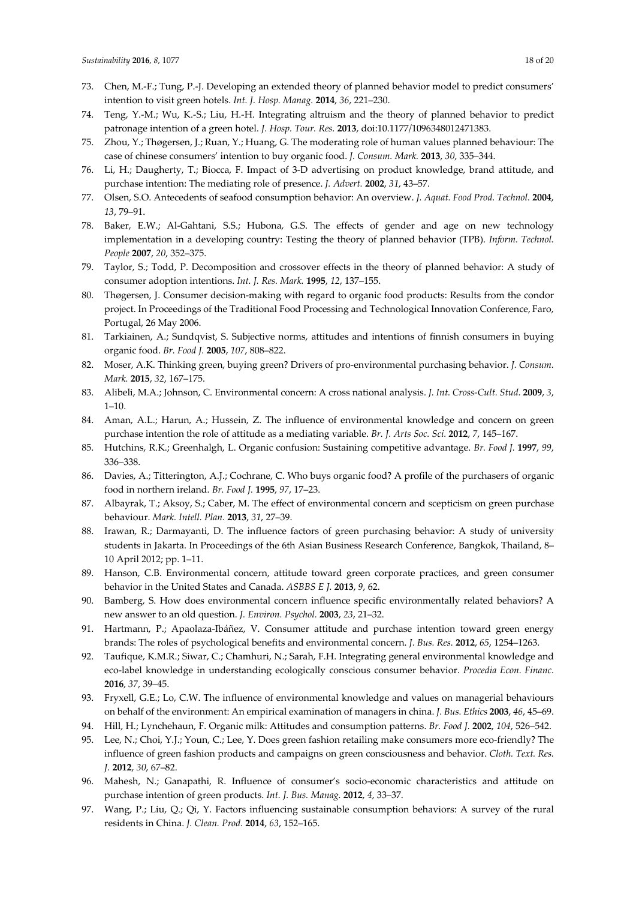73. Chen, M.-F.; Tung, P.-J. Developing an extended theory of planned behavior model to predict consumers' intention to visit green hotels. *Int. J. Hosp. Manag.* **2014**, *36*, 221–230.
74. Teng, Y.-M.; Wu, K.-S.; Liu, H.-H. Integrating altruism and the theory of planned behavior to predict patronage intention of a green hotel. *J. Hosp. Tour. Res.* **2013**, doi:10.1177/1096348012471383.
75. Zhou, Y.; Thøgersen, J.; Ruan, Y.; Huang, G. The moderating role of human values planned behaviour: The case of chinese consumers' intention to buy organic food. *J. Consum. Mark.* **2013**, *30*, 335–344.
76. Li, H.; Daugherty, T.; Biocca, F. Impact of 3-D advertising on product knowledge, brand attitude, and purchase intention: The mediating role of presence. *J. Advert.* **2002**, *31*, 43–57.
77. Olsen, S.O. Antecedents of seafood consumption behavior: An overview. *J. Aquat. Food Prod. Technol.* **2004**, *13*, 79–91.
78. Baker, E.W.; Al-Gahtani, S.S.; Hubona, G.S. The effects of gender and age on new technology implementation in a developing country: Testing the theory of planned behavior (TPB). *Inform. Technol. People* **2007**, *20*, 352–375.
79. Taylor, S.; Todd, P. Decomposition and crossover effects in the theory of planned behavior: A study of consumer adoption intentions. *Int. J. Res. Mark.* **1995**, *12*, 137–155.
80. Thøgersen, J. Consumer decision-making with regard to organic food products: Results from the condor project. In Proceedings of the Traditional Food Processing and Technological Innovation Conference, Faro, Portugal, 26 May 2006.
81. Tarkiainen, A.; Sundqvist, S. Subjective norms, attitudes and intentions of finnish consumers in buying organic food. *Br. Food J.* **2005**, *107*, 808–822.
82. Moser, A.K. Thinking green, buying green? Drivers of pro-environmental purchasing behavior. *J. Consum. Mark.* **2015**, *32*, 167–175.
83. Alibeli, M.A.; Johnson, C. Environmental concern: A cross national analysis. *J. Int. Cross-Cult. Stud.* **2009**, *3*, 1–10.
84. Aman, A.L.; Harun, A.; Hussein, Z. The influence of environmental knowledge and concern on green purchase intention the role of attitude as a mediating variable. *Br. J. Arts Soc. Sci.* **2012**, *7*, 145–167.
85. Hutchins, R.K.; Greenhalgh, L. Organic confusion: Sustaining competitive advantage. *Br. Food J.* **1997**, *99*, 336–338.
86. Davies, A.; Titterington, A.J.; Cochrane, C. Who buys organic food? A profile of the purchasers of organic food in northern ireland. *Br. Food J.* **1995**, *97*, 17–23.
87. Albayrak, T.; Aksoy, S.; Caber, M. The effect of environmental concern and scepticism on green purchase behaviour. *Mark. Intell. Plan.* **2013**, *31*, 27–39.
88. Irawan, R.; Darmayanti, D. The influence factors of green purchasing behavior: A study of university students in Jakarta. In Proceedings of the 6th Asian Business Research Conference, Bangkok, Thailand, 8–10 April 2012; pp. 1–11.
89. Hanson, C.B. Environmental concern, attitude toward green corporate practices, and green consumer behavior in the United States and Canada. *ASBBS E J.* **2013**, *9*, 62.
90. Bamberg, S. How does environmental concern influence specific environmentally related behaviors? A new answer to an old question. *J. Environ. Psychol.* **2003**, *23*, 21–32.
91. Hartmann, P.; Apaolaza-Ibáñez, V. Consumer attitude and purchase intention toward green energy brands: The roles of psychological benefits and environmental concern. *J. Bus. Res.* **2012**, *65*, 1254–1263.
92. Taufique, K.M.R.; Siwar, C.; Chamhuri, N.; Sarah, F.H. Integrating general environmental knowledge and eco-label knowledge in understanding ecologically conscious consumer behavior. *Procedia Econ. Financ.* **2016**, *37*, 39–45.
93. Fryxell, G.E.; Lo, C.W. The influence of environmental knowledge and values on managerial behaviours on behalf of the environment: An empirical examination of managers in china. *J. Bus. Ethics* **2003**, *46*, 45–69.
94. Hill, H.; Lynchehaun, F. Organic milk: Attitudes and consumption patterns. *Br. Food J.* **2002**, *104*, 526–542.
95. Lee, N.; Choi, Y.J.; Youn, C.; Lee, Y. Does green fashion retailing make consumers more eco-friendly? The influence of green fashion products and campaigns on green consciousness and behavior. *Cloth. Text. Res. J.* **2012**, *30*, 67–82.
96. Mahesh, N.; Ganapathi, R. Influence of consumer's socio-economic characteristics and attitude on purchase intention of green products. *Int. J. Bus. Manag.* **2012**, *4*, 33–37.
97. Wang, P.; Liu, Q.; Qi, Y. Factors influencing sustainable consumption behaviors: A survey of the rural residents in China. *J. Clean. Prod.* **2014**, *63*, 152–165.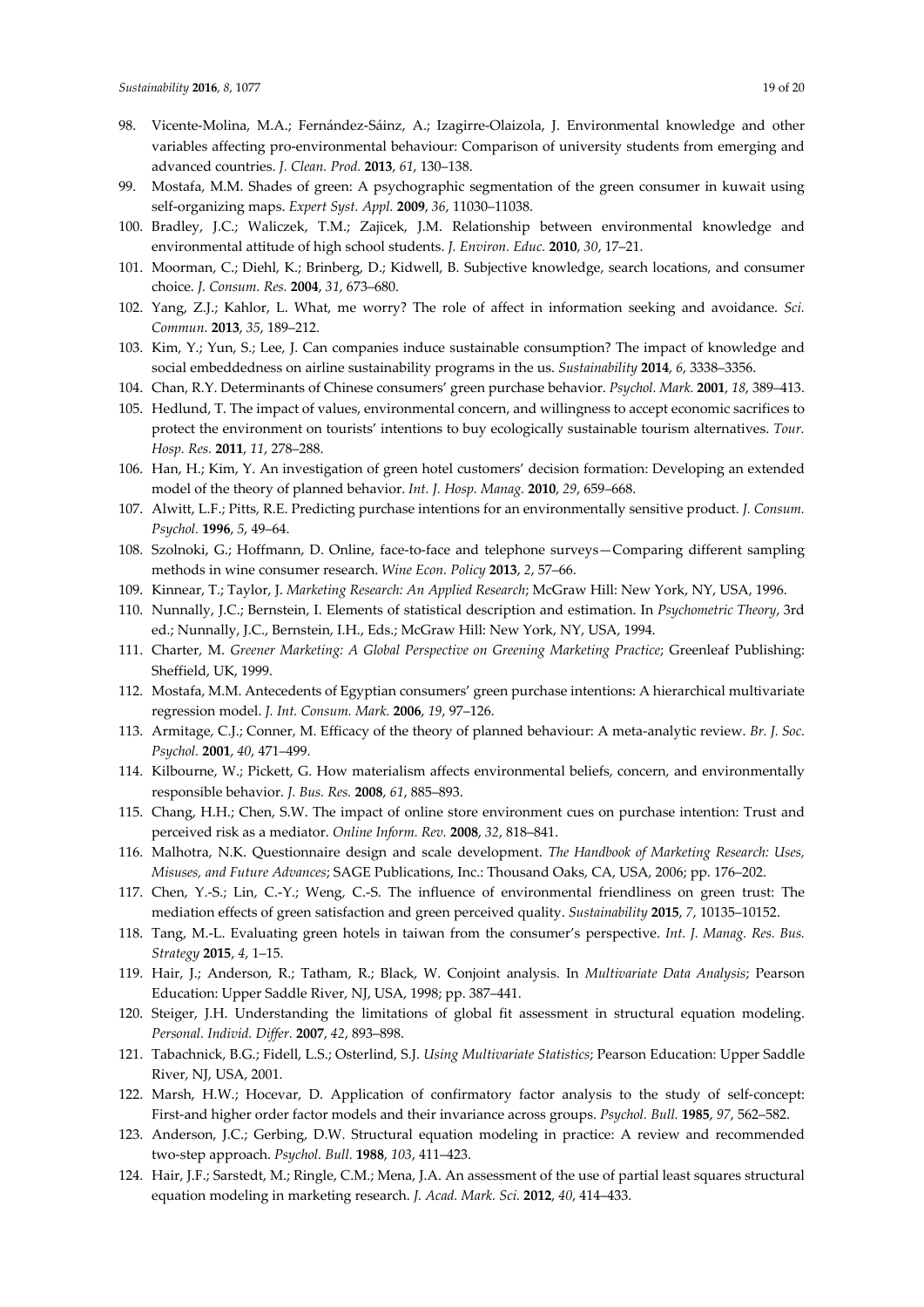98. Vicente-Molina, M.A.; Fernández-Sáinz, A.; Izagirre-Olaizola, J. Environmental knowledge and other variables affecting pro-environmental behaviour: Comparison of university students from emerging and advanced countries. *J. Clean. Prod.* **2013**, *61*, 130–138.
99. Mostafa, M.M. Shades of green: A psychographic segmentation of the green consumer in kuwait using self-organizing maps. *Expert Syst. Appl.* **2009**, *36*, 11030–11038.
100. Bradley, J.C.; Waliczek, T.M.; Zajicek, J.M. Relationship between environmental knowledge and environmental attitude of high school students. *J. Environ. Educ.* **2010**, *30*, 17–21.
101. Moorman, C.; Diehl, K.; Brinberg, D.; Kidwell, B. Subjective knowledge, search locations, and consumer choice. *J. Consum. Res.* **2004**, *31*, 673–680.
102. Yang, Z.J.; Kahlor, L. What, me worry? The role of affect in information seeking and avoidance. *Sci. Commun.* **2013**, *35*, 189–212.
103. Kim, Y.; Yun, S.; Lee, J. Can companies induce sustainable consumption? The impact of knowledge and social embeddedness on airline sustainability programs in the us. *Sustainability* **2014**, *6*, 3338–3356.
104. Chan, R.Y. Determinants of Chinese consumers' green purchase behavior. *Psychol. Mark.* **2001**, *18*, 389–413.
105. Hedlund, T. The impact of values, environmental concern, and willingness to accept economic sacrifices to protect the environment on tourists' intentions to buy ecologically sustainable tourism alternatives. *Tour. Hosp. Res.* **2011**, *11*, 278–288.
106. Han, H.; Kim, Y. An investigation of green hotel customers' decision formation: Developing an extended model of the theory of planned behavior. *Int. J. Hosp. Manag.* **2010**, *29*, 659–668.
107. Alwitt, L.F.; Pitts, R.E. Predicting purchase intentions for an environmentally sensitive product. *J. Consum. Psychol.* **1996**, *5*, 49–64.
108. Szolnoki, G.; Hoffmann, D. Online, face-to-face and telephone surveys—Comparing different sampling methods in wine consumer research. *Wine Econ. Policy* **2013**, *2*, 57–66.
109. Kinnear, T.; Taylor, J. *Marketing Research: An Applied Research*; McGraw Hill: New York, NY, USA, 1996.
110. Nunnally, J.C.; Bernstein, I. Elements of statistical description and estimation. In *Psychometric Theory*, 3rd ed.; Nunnally, J.C., Bernstein, I.H., Eds.; McGraw Hill: New York, NY, USA, 1994.
111. Charter, M. *Greener Marketing: A Global Perspective on Greening Marketing Practice*; Greenleaf Publishing: Sheffield, UK, 1999.
112. Mostafa, M.M. Antecedents of Egyptian consumers' green purchase intentions: A hierarchical multivariate regression model. *J. Int. Consum. Mark.* **2006**, *19*, 97–126.
113. Armitage, C.J.; Conner, M. Efficacy of the theory of planned behaviour: A meta-analytic review. *Br. J. Soc. Psychol.* **2001**, *40*, 471–499.
114. Kilbourne, W.; Pickett, G. How materialism affects environmental beliefs, concern, and environmentally responsible behavior. *J. Bus. Res.* **2008**, *61*, 885–893.
115. Chang, H.H.; Chen, S.W. The impact of online store environment cues on purchase intention: Trust and perceived risk as a mediator. *Online Inform. Rev.* **2008**, *32*, 818–841.
116. Malhotra, N.K. Questionnaire design and scale development. *The Handbook of Marketing Research: Uses, Misuses, and Future Advances*; SAGE Publications, Inc.: Thousand Oaks, CA, USA, 2006; pp. 176–202.
117. Chen, Y.-S.; Lin, C.-Y.; Weng, C.-S. The influence of environmental friendliness on green trust: The mediation effects of green satisfaction and green perceived quality. *Sustainability* **2015**, *7*, 10135–10152.
118. Tang, M.-L. Evaluating green hotels in taiwan from the consumer's perspective. *Int. J. Manag. Res. Bus. Strategy* **2015**, *4*, 1–15.
119. Hair, J.; Anderson, R.; Tatham, R.; Black, W. Conjoint analysis. In *Multivariate Data Analysis*; Pearson Education: Upper Saddle River, NJ, USA, 1998; pp. 387–441.
120. Steiger, J.H. Understanding the limitations of global fit assessment in structural equation modeling. *Personal. Individ. Differ.* **2007**, *42*, 893–898.
121. Tabachnick, B.G.; Fidell, L.S.; Osterlind, S.J. *Using Multivariate Statistics*; Pearson Education: Upper Saddle River, NJ, USA, 2001.
122. Marsh, H.W.; Hocevar, D. Application of confirmatory factor analysis to the study of self-concept: First-and higher order factor models and their invariance across groups. *Psychol. Bull.* **1985**, *97*, 562–582.
123. Anderson, J.C.; Gerbing, D.W. Structural equation modeling in practice: A review and recommended two-step approach. *Psychol. Bull.* **1988**, *103*, 411–423.
124. Hair, J.F.; Sarstedt, M.; Ringle, C.M.; Mena, J.A. An assessment of the use of partial least squares structural equation modeling in marketing research. *J. Acad. Mark. Sci.* **2012**, *40*, 414–433.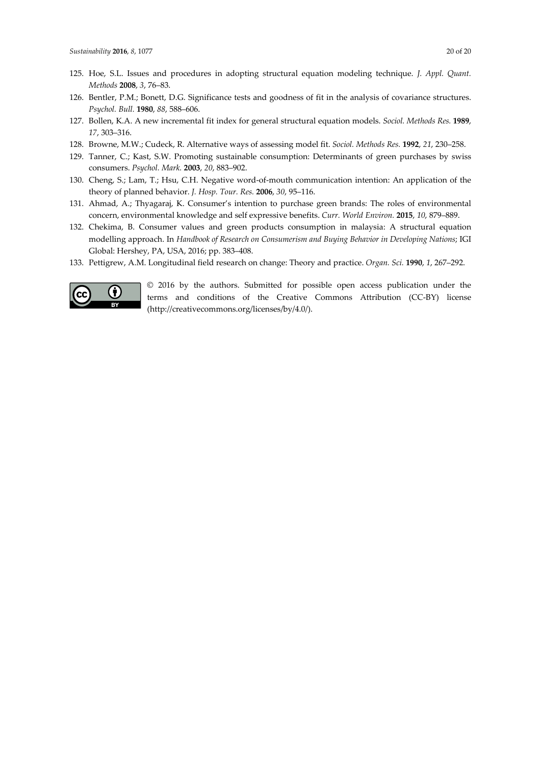125. Hoe, S.L. Issues and procedures in adopting structural equation modeling technique. *J. Appl. Quant. Methods* **2008**, *3*, 76–83.
126. Bentler, P.M.; Bonett, D.G. Significance tests and goodness of fit in the analysis of covariance structures. *Psychol. Bull.* **1980**, *88*, 588–606.
127. Bollen, K.A. A new incremental fit index for general structural equation models. *Sociol. Methods Res.* **1989**, *17*, 303–316.
128. Browne, M.W.; Cudeck, R. Alternative ways of assessing model fit. *Sociol. Methods Res.* **1992**, *21*, 230–258.
129. Tanner, C.; Kast, S.W. Promoting sustainable consumption: Determinants of green purchases by swiss consumers. *Psychol. Mark.* **2003**, *20*, 883–902.
130. Cheng, S.; Lam, T.; Hsu, C.H. Negative word-of-mouth communication intention: An application of the theory of planned behavior. *J. Hosp. Tour. Res.* **2006**, *30*, 95–116.
131. Ahmad, A.; Thyagaraj, K. Consumer's intention to purchase green brands: The roles of environmental concern, environmental knowledge and self expressive benefits. *Curr. World Environ.* **2015**, *10*, 879–889.
132. Chekima, B. Consumer values and green products consumption in malaysia: A structural equation modelling approach. In *Handbook of Research on Consumerism and Buying Behavior in Developing Nations*; IGI Global: Hershey, PA, USA, 2016; pp. 383–408.
133. Pettigrew, A.M. Longitudinal field research on change: Theory and practice. *Organ. Sci.* **1990**, *1*, 267–292.

© 2016 by the authors. Submitted for possible open access publication under the terms and conditions of the Creative Commons Attribution (CC-BY) license (http://creativecommons.org/licenses/by/4.0/).